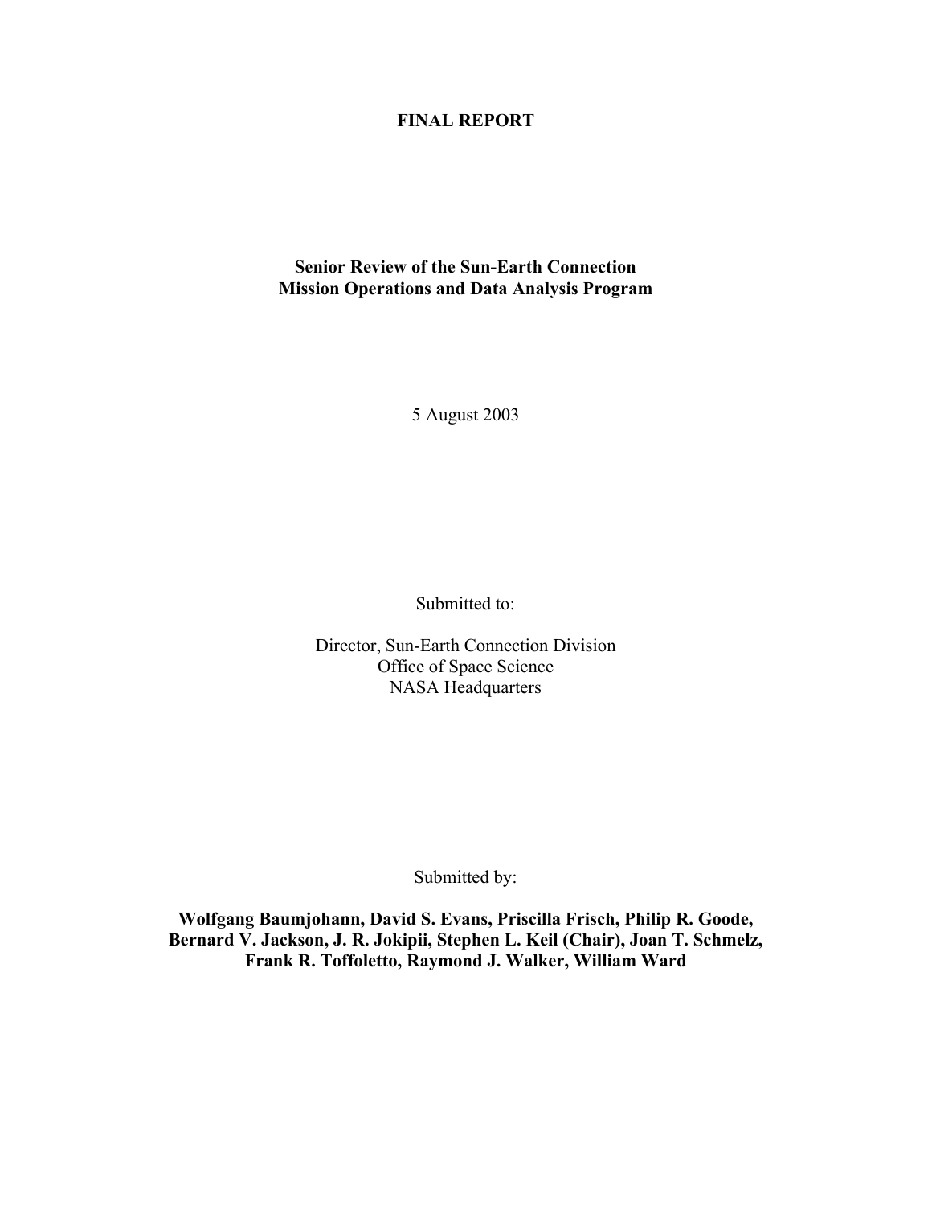# FINAL REPORT

## Senior Review of the Sun-Earth Connection Mission Operations and Data Analysis Program

5 August 2003

Submitted to:

Director, Sun-Earth Connection Division
Office of Space Science
NASA Headquarters

Submitted by:

**Wolfgang Baumjohann, David S. Evans, Priscilla Frisch, Philip R. Goode, Bernard V. Jackson, J. R. Jokipii, Stephen L. Keil (Chair), Joan T. Schmelz, Frank R. Toffoletto, Raymond J. Walker, William Ward**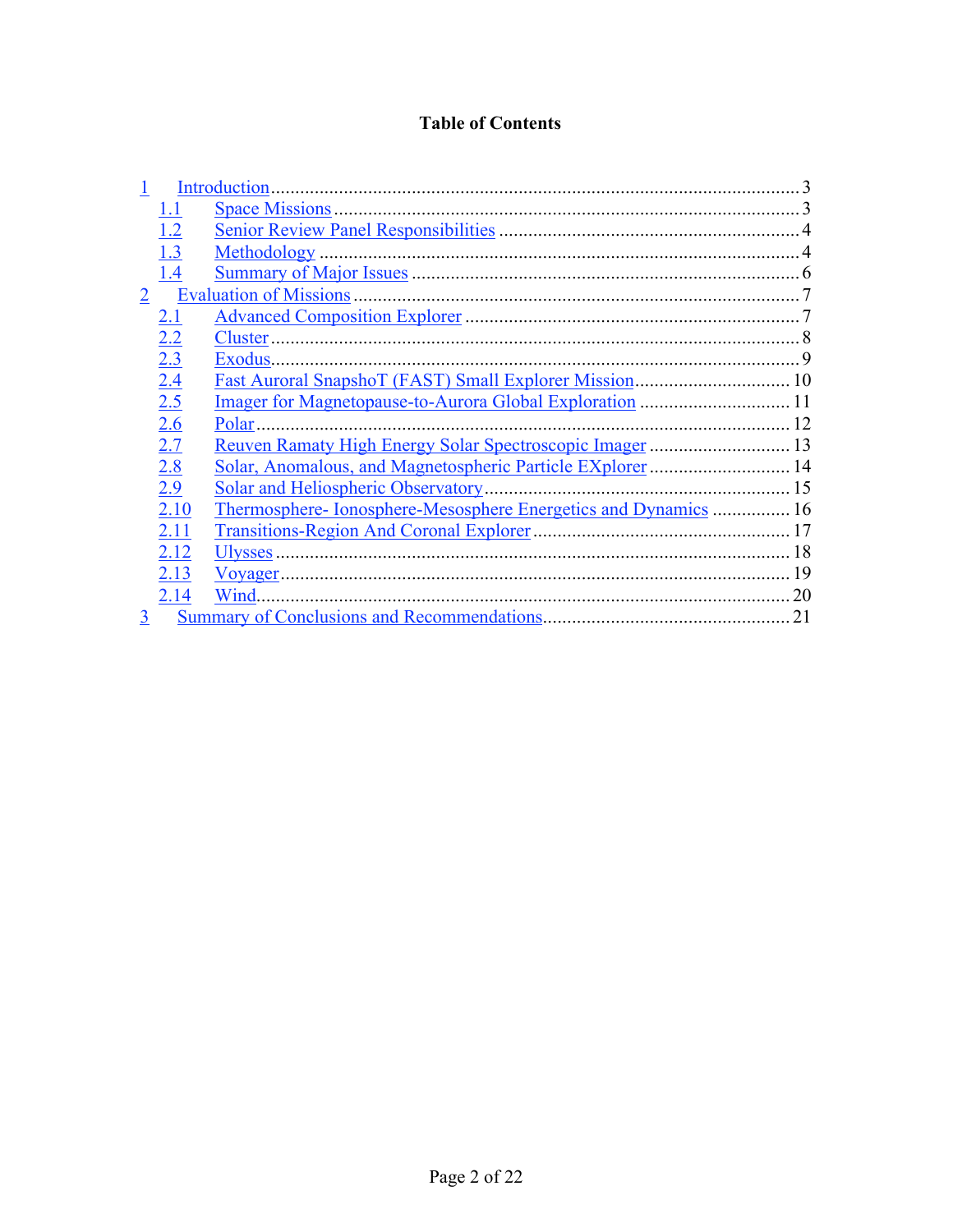**Table of Contents**

1 Introduction ........................................................................................................ 3
  1.1 Space Missions ................................................................................................ 3
  1.2 Senior Review Panel Responsibilities ............................................................. 4
  1.3 Methodology ................................................................................................... 4
  1.4 Summary of Major Issues ................................................................................ 6
2 Evaluation of Missions ......................................................................................... 7
  2.1 Advanced Composition Explorer .................................................................... 7
  2.2 Cluster ............................................................................................................. 8
  2.3 Exodus ............................................................................................................. 9
  2.4 Fast Auroral SnapshoT (FAST) Small Explorer Mission ............................... 10
  2.5 Imager for Magnetopause-to-Aurora Global Exploration ............................... 11
  2.6 Polar ............................................................................................................... 12
  2.7 Reuven Ramaty High Energy Solar Spectroscopic Imager ............................. 13
  2.8 Solar, Anomalous, and Magnetospheric Particle EXplorer ............................. 14
  2.9 Solar and Heliospheric Observatory ............................................................... 15
  2.10 Thermosphere- Ionosphere-Mesosphere Energetics and Dynamics ................ 16
  2.11 Transitions-Region And Coronal Explorer ..................................................... 17
  2.12 Ulysses ........................................................................................................... 18
  2.13 Voyager .......................................................................................................... 19
  2.14 Wind ............................................................................................................... 20
3 Summary of Conclusions and Recommendations ................................................. 21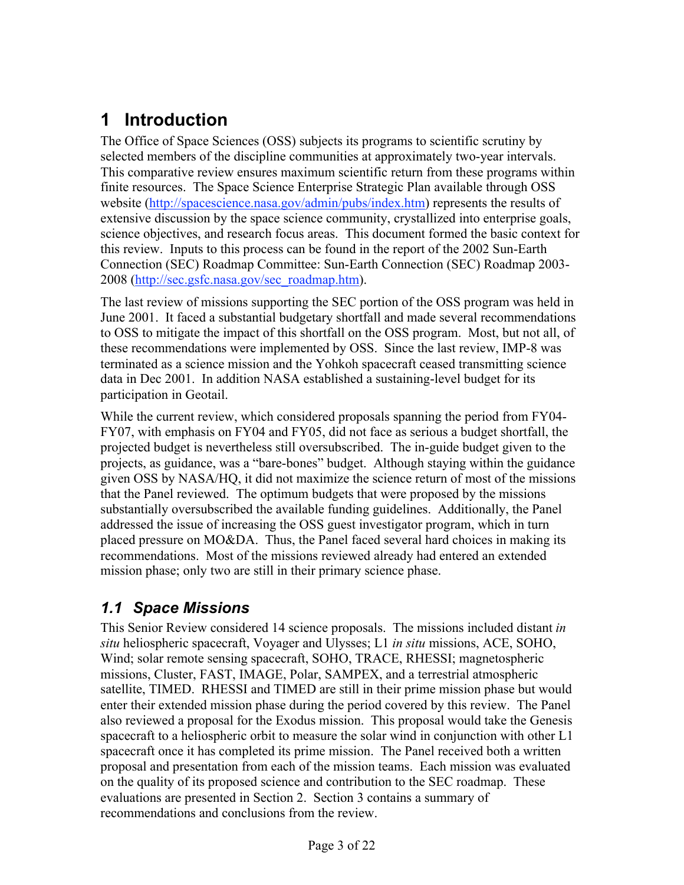# 1 Introduction

The Office of Space Sciences (OSS) subjects its programs to scientific scrutiny by selected members of the discipline communities at approximately two-year intervals. This comparative review ensures maximum scientific return from these programs within finite resources. The Space Science Enterprise Strategic Plan available through OSS website (http://spacescience.nasa.gov/admin/pubs/index.htm) represents the results of extensive discussion by the space science community, crystallized into enterprise goals, science objectives, and research focus areas. This document formed the basic context for this review. Inputs to this process can be found in the report of the 2002 Sun-Earth Connection (SEC) Roadmap Committee: Sun-Earth Connection (SEC) Roadmap 2003-2008 (http://sec.gsfc.nasa.gov/sec_roadmap.htm).

The last review of missions supporting the SEC portion of the OSS program was held in June 2001. It faced a substantial budgetary shortfall and made several recommendations to OSS to mitigate the impact of this shortfall on the OSS program. Most, but not all, of these recommendations were implemented by OSS. Since the last review, IMP-8 was terminated as a science mission and the Yohkoh spacecraft ceased transmitting science data in Dec 2001. In addition NASA established a sustaining-level budget for its participation in Geotail.

While the current review, which considered proposals spanning the period from FY04-FY07, with emphasis on FY04 and FY05, did not face as serious a budget shortfall, the projected budget is nevertheless still oversubscribed. The in-guide budget given to the projects, as guidance, was a "bare-bones" budget. Although staying within the guidance given OSS by NASA/HQ, it did not maximize the science return of most of the missions that the Panel reviewed. The optimum budgets that were proposed by the missions substantially oversubscribed the available funding guidelines. Additionally, the Panel addressed the issue of increasing the OSS guest investigator program, which in turn placed pressure on MO&DA. Thus, the Panel faced several hard choices in making its recommendations. Most of the missions reviewed already had entered an extended mission phase; only two are still in their primary science phase.

## 1.1 Space Missions

This Senior Review considered 14 science proposals. The missions included distant *in situ* heliospheric spacecraft, Voyager and Ulysses; L1 *in situ* missions, ACE, SOHO, Wind; solar remote sensing spacecraft, SOHO, TRACE, RHESSI; magnetospheric missions, Cluster, FAST, IMAGE, Polar, SAMPEX, and a terrestrial atmospheric satellite, TIMED. RHESSI and TIMED are still in their prime mission phase but would enter their extended mission phase during the period covered by this review. The Panel also reviewed a proposal for the Exodus mission. This proposal would take the Genesis spacecraft to a heliospheric orbit to measure the solar wind in conjunction with other L1 spacecraft once it has completed its prime mission. The Panel received both a written proposal and presentation from each of the mission teams. Each mission was evaluated on the quality of its proposed science and contribution to the SEC roadmap. These evaluations are presented in Section 2. Section 3 contains a summary of recommendations and conclusions from the review.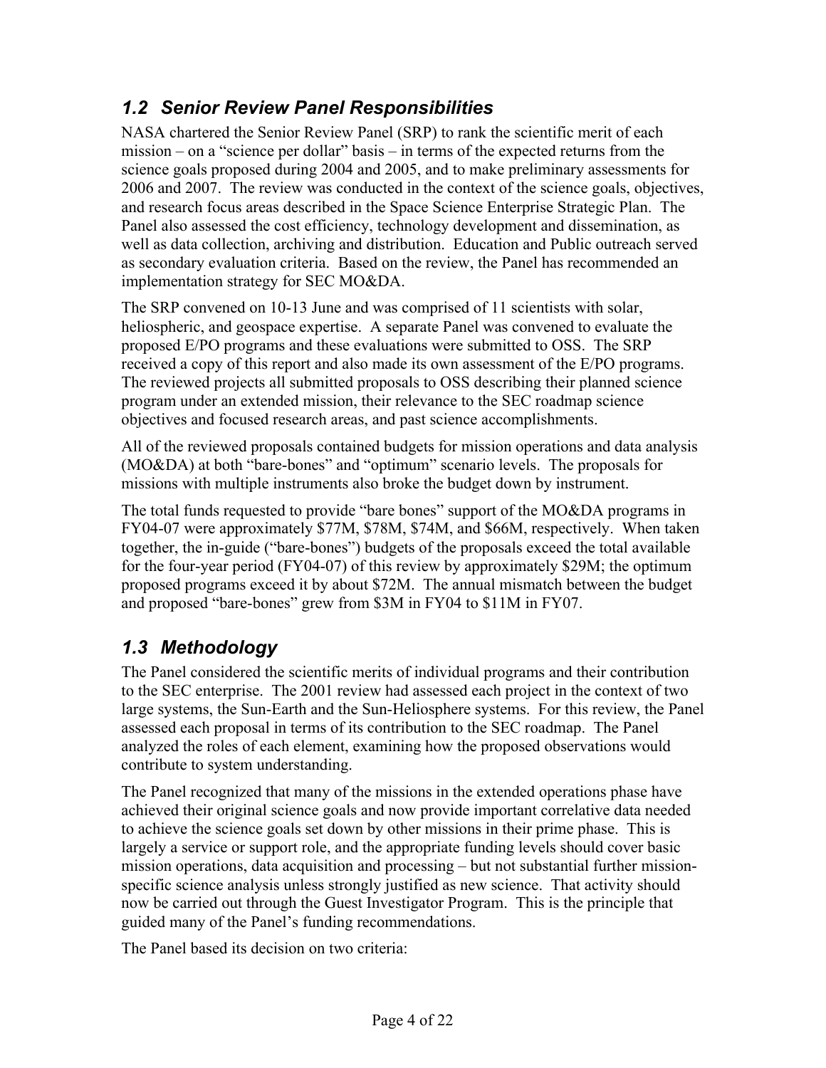## *1.2 Senior Review Panel Responsibilities*

NASA chartered the Senior Review Panel (SRP) to rank the scientific merit of each mission – on a "science per dollar" basis – in terms of the expected returns from the science goals proposed during 2004 and 2005, and to make preliminary assessments for 2006 and 2007. The review was conducted in the context of the science goals, objectives, and research focus areas described in the Space Science Enterprise Strategic Plan. The Panel also assessed the cost efficiency, technology development and dissemination, as well as data collection, archiving and distribution. Education and Public outreach served as secondary evaluation criteria. Based on the review, the Panel has recommended an implementation strategy for SEC MO&DA.

The SRP convened on 10-13 June and was comprised of 11 scientists with solar, heliospheric, and geospace expertise. A separate Panel was convened to evaluate the proposed E/PO programs and these evaluations were submitted to OSS. The SRP received a copy of this report and also made its own assessment of the E/PO programs. The reviewed projects all submitted proposals to OSS describing their planned science program under an extended mission, their relevance to the SEC roadmap science objectives and focused research areas, and past science accomplishments.

All of the reviewed proposals contained budgets for mission operations and data analysis (MO&DA) at both "bare-bones" and "optimum" scenario levels. The proposals for missions with multiple instruments also broke the budget down by instrument.

The total funds requested to provide "bare bones" support of the MO&DA programs in FY04-07 were approximately \$77M, \$78M, \$74M, and \$66M, respectively. When taken together, the in-guide ("bare-bones") budgets of the proposals exceed the total available for the four-year period (FY04-07) of this review by approximately \$29M; the optimum proposed programs exceed it by about \$72M. The annual mismatch between the budget and proposed "bare-bones" grew from \$3M in FY04 to \$11M in FY07.

## *1.3 Methodology*

The Panel considered the scientific merits of individual programs and their contribution to the SEC enterprise. The 2001 review had assessed each project in the context of two large systems, the Sun-Earth and the Sun-Heliosphere systems. For this review, the Panel assessed each proposal in terms of its contribution to the SEC roadmap. The Panel analyzed the roles of each element, examining how the proposed observations would contribute to system understanding.

The Panel recognized that many of the missions in the extended operations phase have achieved their original science goals and now provide important correlative data needed to achieve the science goals set down by other missions in their prime phase. This is largely a service or support role, and the appropriate funding levels should cover basic mission operations, data acquisition and processing – but not substantial further mission-specific science analysis unless strongly justified as new science. That activity should now be carried out through the Guest Investigator Program. This is the principle that guided many of the Panel's funding recommendations.

The Panel based its decision on two criteria: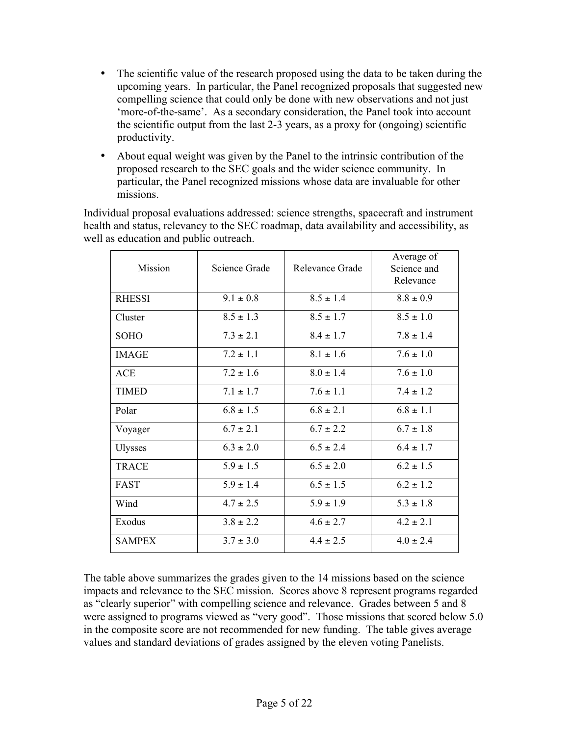- The scientific value of the research proposed using the data to be taken during the upcoming years. In particular, the Panel recognized proposals that suggested new compelling science that could only be done with new observations and not just 'more-of-the-same'. As a secondary consideration, the Panel took into account the scientific output from the last 2-3 years, as a proxy for (ongoing) scientific productivity.
- About equal weight was given by the Panel to the intrinsic contribution of the proposed research to the SEC goals and the wider science community. In particular, the Panel recognized missions whose data are invaluable for other missions.

Individual proposal evaluations addressed: science strengths, spacecraft and instrument health and status, relevancy to the SEC roadmap, data availability and accessibility, as well as education and public outreach.

| Mission | Science Grade | Relevance Grade | Average of Science and Relevance |
|---|---|---|---|
| RHESSI | 9.1 ± 0.8 | 8.5 ± 1.4 | 8.8 ± 0.9 |
| Cluster | 8.5 ± 1.3 | 8.5 ± 1.7 | 8.5 ± 1.0 |
| SOHO | 7.3 ± 2.1 | 8.4 ± 1.7 | 7.8 ± 1.4 |
| IMAGE | 7.2 ± 1.1 | 8.1 ± 1.6 | 7.6 ± 1.0 |
| ACE | 7.2 ± 1.6 | 8.0 ± 1.4 | 7.6 ± 1.0 |
| TIMED | 7.1 ± 1.7 | 7.6 ± 1.1 | 7.4 ± 1.2 |
| Polar | 6.8 ± 1.5 | 6.8 ± 2.1 | 6.8 ± 1.1 |
| Voyager | 6.7 ± 2.1 | 6.7 ± 2.2 | 6.7 ± 1.8 |
| Ulysses | 6.3 ± 2.0 | 6.5 ± 2.4 | 6.4 ± 1.7 |
| TRACE | 5.9 ± 1.5 | 6.5 ± 2.0 | 6.2 ± 1.5 |
| FAST | 5.9 ± 1.4 | 6.5 ± 1.5 | 6.2 ± 1.2 |
| Wind | 4.7 ± 2.5 | 5.9 ± 1.9 | 5.3 ± 1.8 |
| Exodus | 3.8 ± 2.2 | 4.6 ± 2.7 | 4.2 ± 2.1 |
| SAMPEX | 3.7 ± 3.0 | 4.4 ± 2.5 | 4.0 ± 2.4 |

The table above summarizes the grades given to the 14 missions based on the science impacts and relevance to the SEC mission. Scores above 8 represent programs regarded as "clearly superior" with compelling science and relevance. Grades between 5 and 8 were assigned to programs viewed as "very good". Those missions that scored below 5.0 in the composite score are not recommended for new funding. The table gives average values and standard deviations of grades assigned by the eleven voting Panelists.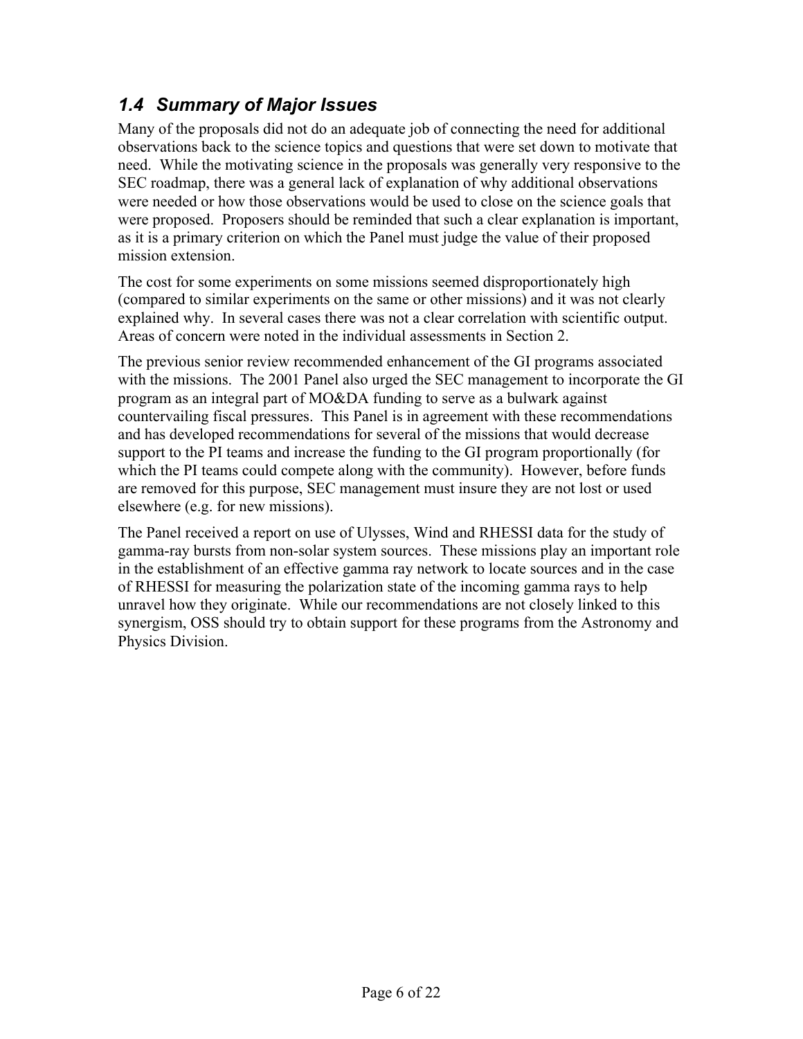## *1.4 Summary of Major Issues*

Many of the proposals did not do an adequate job of connecting the need for additional observations back to the science topics and questions that were set down to motivate that need. While the motivating science in the proposals was generally very responsive to the SEC roadmap, there was a general lack of explanation of why additional observations were needed or how those observations would be used to close on the science goals that were proposed. Proposers should be reminded that such a clear explanation is important, as it is a primary criterion on which the Panel must judge the value of their proposed mission extension.

The cost for some experiments on some missions seemed disproportionately high (compared to similar experiments on the same or other missions) and it was not clearly explained why. In several cases there was not a clear correlation with scientific output. Areas of concern were noted in the individual assessments in Section 2.

The previous senior review recommended enhancement of the GI programs associated with the missions. The 2001 Panel also urged the SEC management to incorporate the GI program as an integral part of MO&DA funding to serve as a bulwark against countervailing fiscal pressures. This Panel is in agreement with these recommendations and has developed recommendations for several of the missions that would decrease support to the PI teams and increase the funding to the GI program proportionally (for which the PI teams could compete along with the community). However, before funds are removed for this purpose, SEC management must insure they are not lost or used elsewhere (e.g. for new missions).

The Panel received a report on use of Ulysses, Wind and RHESSI data for the study of gamma-ray bursts from non-solar system sources. These missions play an important role in the establishment of an effective gamma ray network to locate sources and in the case of RHESSI for measuring the polarization state of the incoming gamma rays to help unravel how they originate. While our recommendations are not closely linked to this synergism, OSS should try to obtain support for these programs from the Astronomy and Physics Division.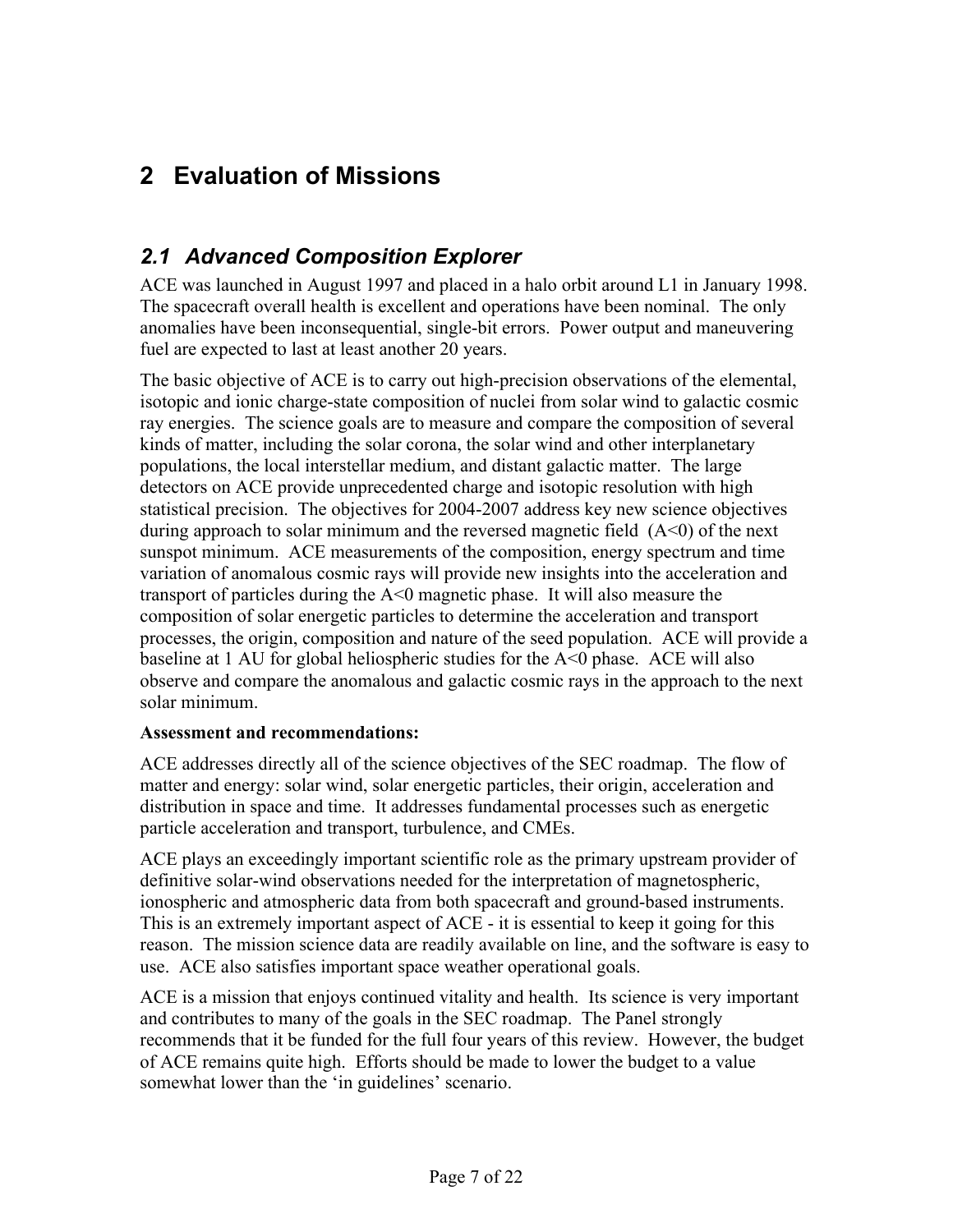# 2 Evaluation of Missions

## *2.1 Advanced Composition Explorer*

ACE was launched in August 1997 and placed in a halo orbit around L1 in January 1998. The spacecraft overall health is excellent and operations have been nominal. The only anomalies have been inconsequential, single-bit errors. Power output and maneuvering fuel are expected to last at least another 20 years.

The basic objective of ACE is to carry out high-precision observations of the elemental, isotopic and ionic charge-state composition of nuclei from solar wind to galactic cosmic ray energies. The science goals are to measure and compare the composition of several kinds of matter, including the solar corona, the solar wind and other interplanetary populations, the local interstellar medium, and distant galactic matter. The large detectors on ACE provide unprecedented charge and isotopic resolution with high statistical precision. The objectives for 2004-2007 address key new science objectives during approach to solar minimum and the reversed magnetic field ($A<0$) of the next sunspot minimum. ACE measurements of the composition, energy spectrum and time variation of anomalous cosmic rays will provide new insights into the acceleration and transport of particles during the $A<0$ magnetic phase. It will also measure the composition of solar energetic particles to determine the acceleration and transport processes, the origin, composition and nature of the seed population. ACE will provide a baseline at 1 AU for global heliospheric studies for the $A<0$ phase. ACE will also observe and compare the anomalous and galactic cosmic rays in the approach to the next solar minimum.

**Assessment and recommendations:**

ACE addresses directly all of the science objectives of the SEC roadmap. The flow of matter and energy: solar wind, solar energetic particles, their origin, acceleration and distribution in space and time. It addresses fundamental processes such as energetic particle acceleration and transport, turbulence, and CMEs.

ACE plays an exceedingly important scientific role as the primary upstream provider of definitive solar-wind observations needed for the interpretation of magnetospheric, ionospheric and atmospheric data from both spacecraft and ground-based instruments. This is an extremely important aspect of ACE - it is essential to keep it going for this reason. The mission science data are readily available on line, and the software is easy to use. ACE also satisfies important space weather operational goals.

ACE is a mission that enjoys continued vitality and health. Its science is very important and contributes to many of the goals in the SEC roadmap. The Panel strongly recommends that it be funded for the full four years of this review. However, the budget of ACE remains quite high. Efforts should be made to lower the budget to a value somewhat lower than the 'in guidelines' scenario.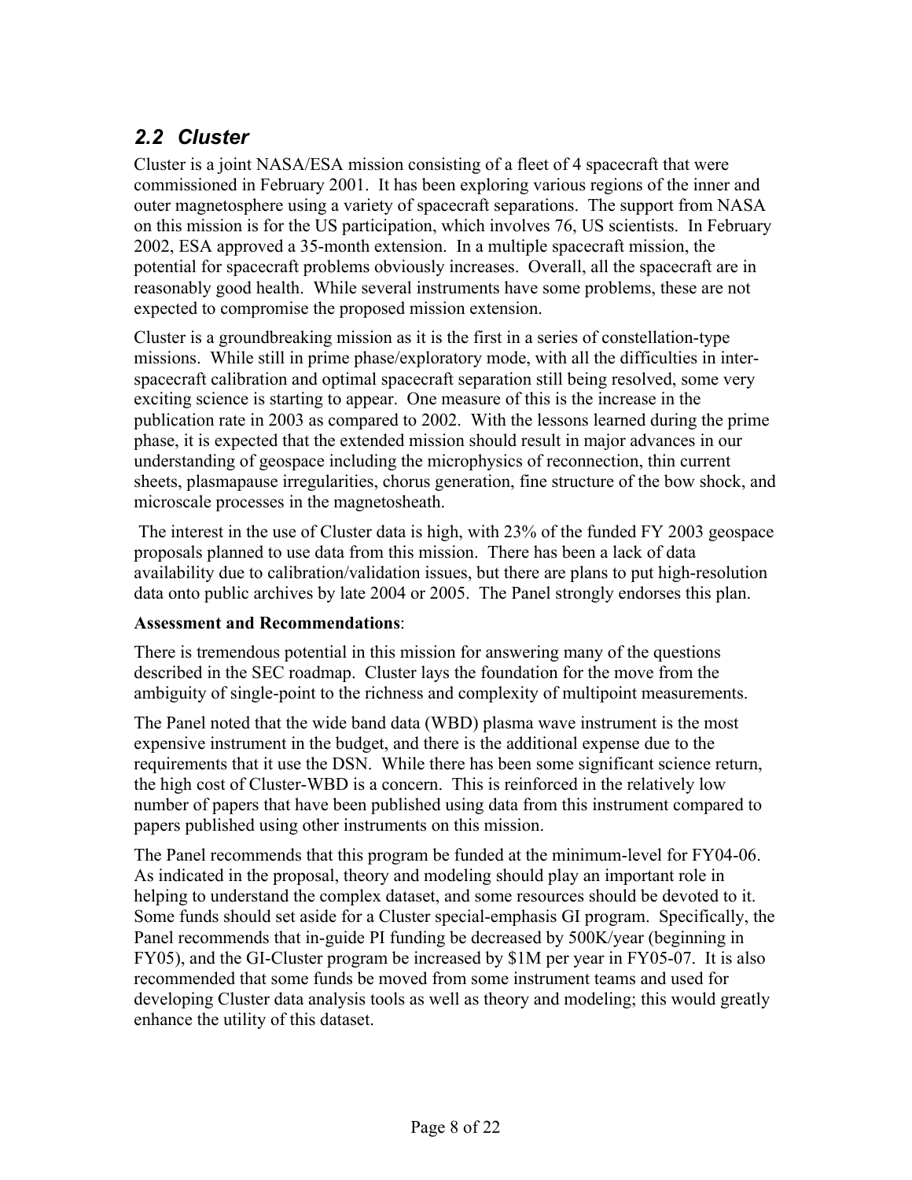## *2.2 Cluster*

Cluster is a joint NASA/ESA mission consisting of a fleet of 4 spacecraft that were commissioned in February 2001. It has been exploring various regions of the inner and outer magnetosphere using a variety of spacecraft separations. The support from NASA on this mission is for the US participation, which involves 76, US scientists. In February 2002, ESA approved a 35-month extension. In a multiple spacecraft mission, the potential for spacecraft problems obviously increases. Overall, all the spacecraft are in reasonably good health. While several instruments have some problems, these are not expected to compromise the proposed mission extension.

Cluster is a groundbreaking mission as it is the first in a series of constellation-type missions. While still in prime phase/exploratory mode, with all the difficulties in inter-spacecraft calibration and optimal spacecraft separation still being resolved, some very exciting science is starting to appear. One measure of this is the increase in the publication rate in 2003 as compared to 2002. With the lessons learned during the prime phase, it is expected that the extended mission should result in major advances in our understanding of geospace including the microphysics of reconnection, thin current sheets, plasmapause irregularities, chorus generation, fine structure of the bow shock, and microscale processes in the magnetosheath.

The interest in the use of Cluster data is high, with 23% of the funded FY 2003 geospace proposals planned to use data from this mission. There has been a lack of data availability due to calibration/validation issues, but there are plans to put high-resolution data onto public archives by late 2004 or 2005. The Panel strongly endorses this plan.

**Assessment and Recommendations**:

There is tremendous potential in this mission for answering many of the questions described in the SEC roadmap. Cluster lays the foundation for the move from the ambiguity of single-point to the richness and complexity of multipoint measurements.

The Panel noted that the wide band data (WBD) plasma wave instrument is the most expensive instrument in the budget, and there is the additional expense due to the requirements that it use the DSN. While there has been some significant science return, the high cost of Cluster-WBD is a concern. This is reinforced in the relatively low number of papers that have been published using data from this instrument compared to papers published using other instruments on this mission.

The Panel recommends that this program be funded at the minimum-level for FY04-06. As indicated in the proposal, theory and modeling should play an important role in helping to understand the complex dataset, and some resources should be devoted to it. Some funds should set aside for a Cluster special-emphasis GI program. Specifically, the Panel recommends that in-guide PI funding be decreased by 500K/year (beginning in FY05), and the GI-Cluster program be increased by $1M per year in FY05-07. It is also recommended that some funds be moved from some instrument teams and used for developing Cluster data analysis tools as well as theory and modeling; this would greatly enhance the utility of this dataset.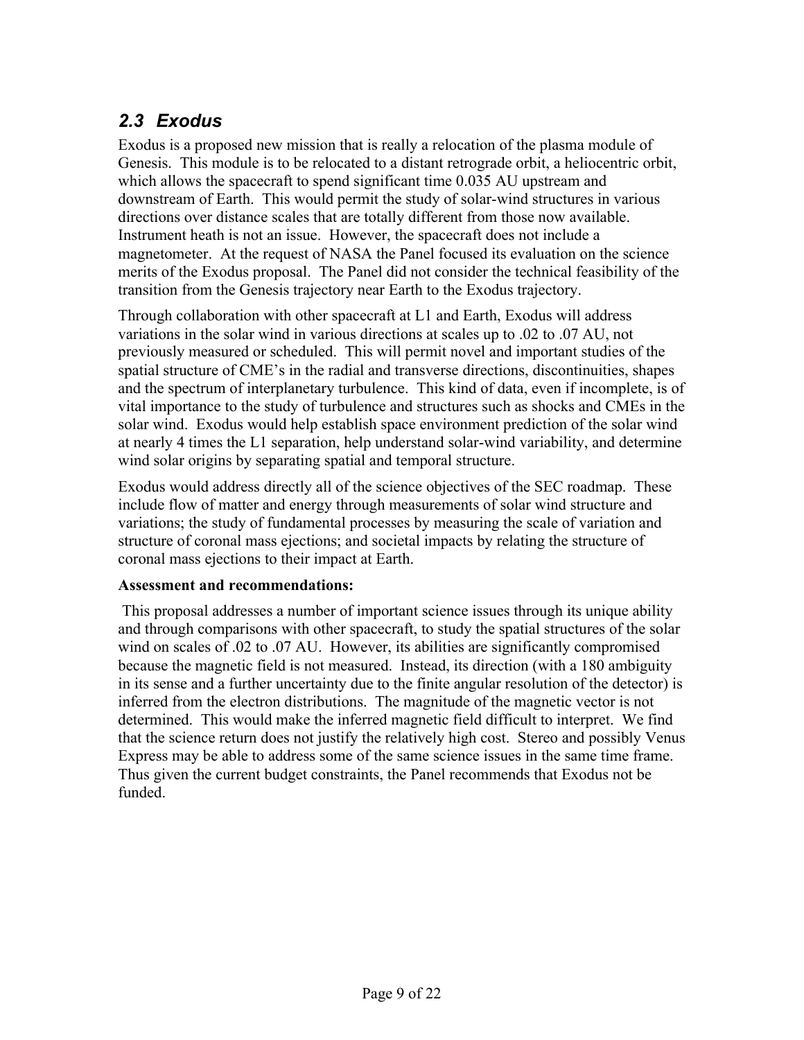## *2.3 Exodus*

Exodus is a proposed new mission that is really a relocation of the plasma module of Genesis. This module is to be relocated to a distant retrograde orbit, a heliocentric orbit, which allows the spacecraft to spend significant time 0.035 AU upstream and downstream of Earth. This would permit the study of solar-wind structures in various directions over distance scales that are totally different from those now available. Instrument heath is not an issue. However, the spacecraft does not include a magnetometer. At the request of NASA the Panel focused its evaluation on the science merits of the Exodus proposal. The Panel did not consider the technical feasibility of the transition from the Genesis trajectory near Earth to the Exodus trajectory.

Through collaboration with other spacecraft at L1 and Earth, Exodus will address variations in the solar wind in various directions at scales up to .02 to .07 AU, not previously measured or scheduled. This will permit novel and important studies of the spatial structure of CME's in the radial and transverse directions, discontinuities, shapes and the spectrum of interplanetary turbulence. This kind of data, even if incomplete, is of vital importance to the study of turbulence and structures such as shocks and CMEs in the solar wind. Exodus would help establish space environment prediction of the solar wind at nearly 4 times the L1 separation, help understand solar-wind variability, and determine wind solar origins by separating spatial and temporal structure.

Exodus would address directly all of the science objectives of the SEC roadmap. These include flow of matter and energy through measurements of solar wind structure and variations; the study of fundamental processes by measuring the scale of variation and structure of coronal mass ejections; and societal impacts by relating the structure of coronal mass ejections to their impact at Earth.

**Assessment and recommendations:**

This proposal addresses a number of important science issues through its unique ability and through comparisons with other spacecraft, to study the spatial structures of the solar wind on scales of .02 to .07 AU. However, its abilities are significantly compromised because the magnetic field is not measured. Instead, its direction (with a 180 ambiguity in its sense and a further uncertainty due to the finite angular resolution of the detector) is inferred from the electron distributions. The magnitude of the magnetic vector is not determined. This would make the inferred magnetic field difficult to interpret. We find that the science return does not justify the relatively high cost. Stereo and possibly Venus Express may be able to address some of the same science issues in the same time frame. Thus given the current budget constraints, the Panel recommends that Exodus not be funded.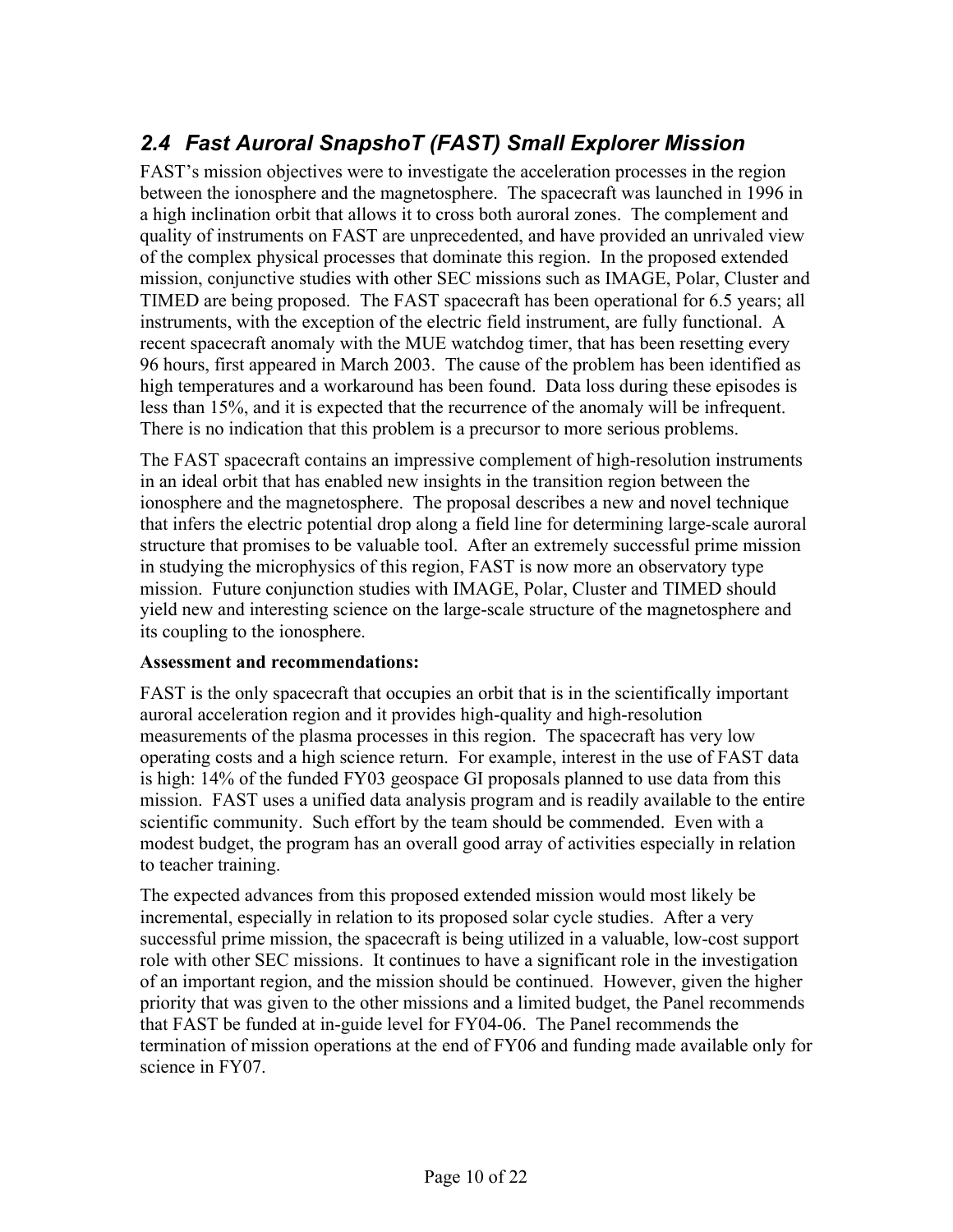## *2.4 Fast Auroral SnapshoT (FAST) Small Explorer Mission*

FAST's mission objectives were to investigate the acceleration processes in the region between the ionosphere and the magnetosphere. The spacecraft was launched in 1996 in a high inclination orbit that allows it to cross both auroral zones. The complement and quality of instruments on FAST are unprecedented, and have provided an unrivaled view of the complex physical processes that dominate this region. In the proposed extended mission, conjunctive studies with other SEC missions such as IMAGE, Polar, Cluster and TIMED are being proposed. The FAST spacecraft has been operational for 6.5 years; all instruments, with the exception of the electric field instrument, are fully functional. A recent spacecraft anomaly with the MUE watchdog timer, that has been resetting every 96 hours, first appeared in March 2003. The cause of the problem has been identified as high temperatures and a workaround has been found. Data loss during these episodes is less than 15%, and it is expected that the recurrence of the anomaly will be infrequent. There is no indication that this problem is a precursor to more serious problems.

The FAST spacecraft contains an impressive complement of high-resolution instruments in an ideal orbit that has enabled new insights in the transition region between the ionosphere and the magnetosphere. The proposal describes a new and novel technique that infers the electric potential drop along a field line for determining large-scale auroral structure that promises to be valuable tool. After an extremely successful prime mission in studying the microphysics of this region, FAST is now more an observatory type mission. Future conjunction studies with IMAGE, Polar, Cluster and TIMED should yield new and interesting science on the large-scale structure of the magnetosphere and its coupling to the ionosphere.

**Assessment and recommendations:**

FAST is the only spacecraft that occupies an orbit that is in the scientifically important auroral acceleration region and it provides high-quality and high-resolution measurements of the plasma processes in this region. The spacecraft has very low operating costs and a high science return. For example, interest in the use of FAST data is high: 14% of the funded FY03 geospace GI proposals planned to use data from this mission. FAST uses a unified data analysis program and is readily available to the entire scientific community. Such effort by the team should be commended. Even with a modest budget, the program has an overall good array of activities especially in relation to teacher training.

The expected advances from this proposed extended mission would most likely be incremental, especially in relation to its proposed solar cycle studies. After a very successful prime mission, the spacecraft is being utilized in a valuable, low-cost support role with other SEC missions. It continues to have a significant role in the investigation of an important region, and the mission should be continued. However, given the higher priority that was given to the other missions and a limited budget, the Panel recommends that FAST be funded at in-guide level for FY04-06. The Panel recommends the termination of mission operations at the end of FY06 and funding made available only for science in FY07.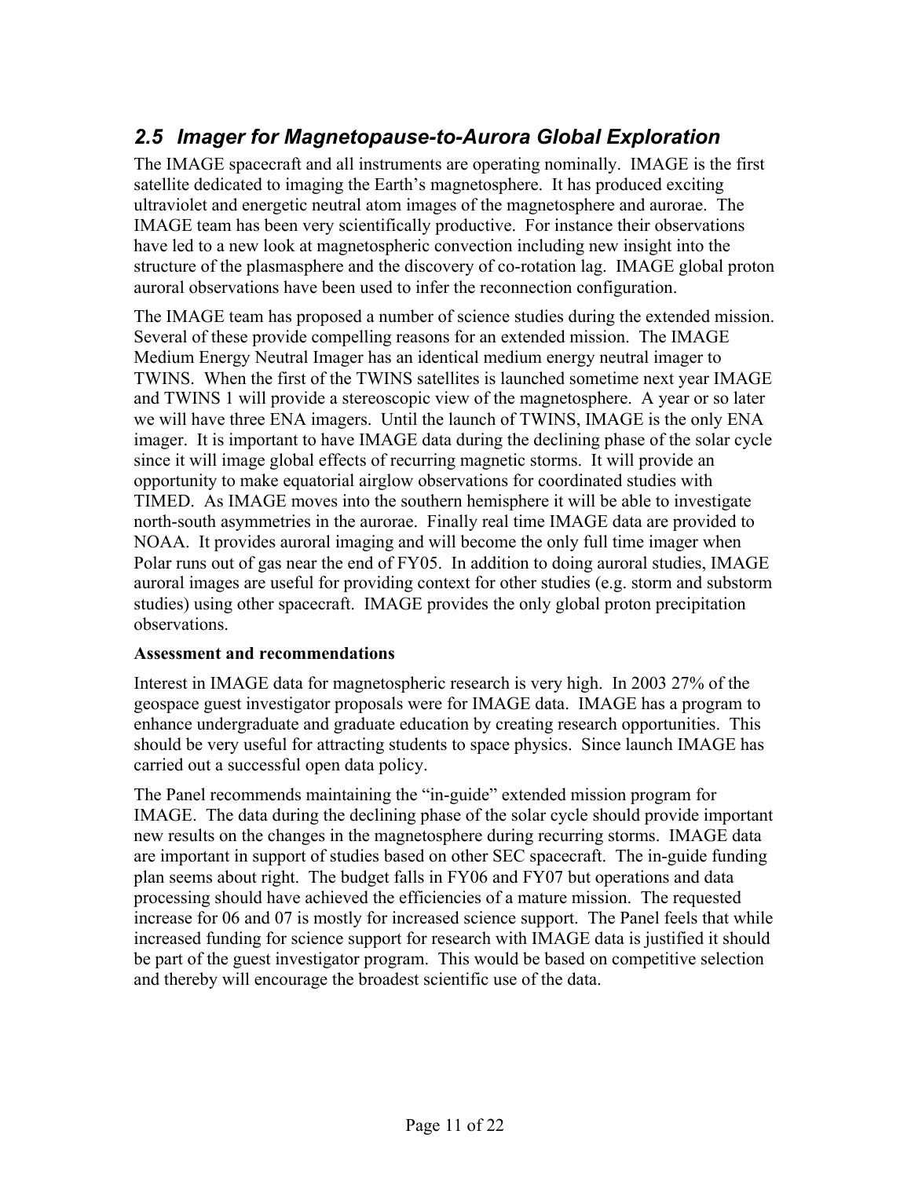## *2.5 Imager for Magnetopause-to-Aurora Global Exploration*

The IMAGE spacecraft and all instruments are operating nominally. IMAGE is the first satellite dedicated to imaging the Earth's magnetosphere. It has produced exciting ultraviolet and energetic neutral atom images of the magnetosphere and aurorae. The IMAGE team has been very scientifically productive. For instance their observations have led to a new look at magnetospheric convection including new insight into the structure of the plasmasphere and the discovery of co-rotation lag. IMAGE global proton auroral observations have been used to infer the reconnection configuration.

The IMAGE team has proposed a number of science studies during the extended mission. Several of these provide compelling reasons for an extended mission. The IMAGE Medium Energy Neutral Imager has an identical medium energy neutral imager to TWINS. When the first of the TWINS satellites is launched sometime next year IMAGE and TWINS 1 will provide a stereoscopic view of the magnetosphere. A year or so later we will have three ENA imagers. Until the launch of TWINS, IMAGE is the only ENA imager. It is important to have IMAGE data during the declining phase of the solar cycle since it will image global effects of recurring magnetic storms. It will provide an opportunity to make equatorial airglow observations for coordinated studies with TIMED. As IMAGE moves into the southern hemisphere it will be able to investigate north-south asymmetries in the aurorae. Finally real time IMAGE data are provided to NOAA. It provides auroral imaging and will become the only full time imager when Polar runs out of gas near the end of FY05. In addition to doing auroral studies, IMAGE auroral images are useful for providing context for other studies (e.g. storm and substorm studies) using other spacecraft. IMAGE provides the only global proton precipitation observations.

**Assessment and recommendations**

Interest in IMAGE data for magnetospheric research is very high. In 2003 27% of the geospace guest investigator proposals were for IMAGE data. IMAGE has a program to enhance undergraduate and graduate education by creating research opportunities. This should be very useful for attracting students to space physics. Since launch IMAGE has carried out a successful open data policy.

The Panel recommends maintaining the "in-guide" extended mission program for IMAGE. The data during the declining phase of the solar cycle should provide important new results on the changes in the magnetosphere during recurring storms. IMAGE data are important in support of studies based on other SEC spacecraft. The in-guide funding plan seems about right. The budget falls in FY06 and FY07 but operations and data processing should have achieved the efficiencies of a mature mission. The requested increase for 06 and 07 is mostly for increased science support. The Panel feels that while increased funding for science support for research with IMAGE data is justified it should be part of the guest investigator program. This would be based on competitive selection and thereby will encourage the broadest scientific use of the data.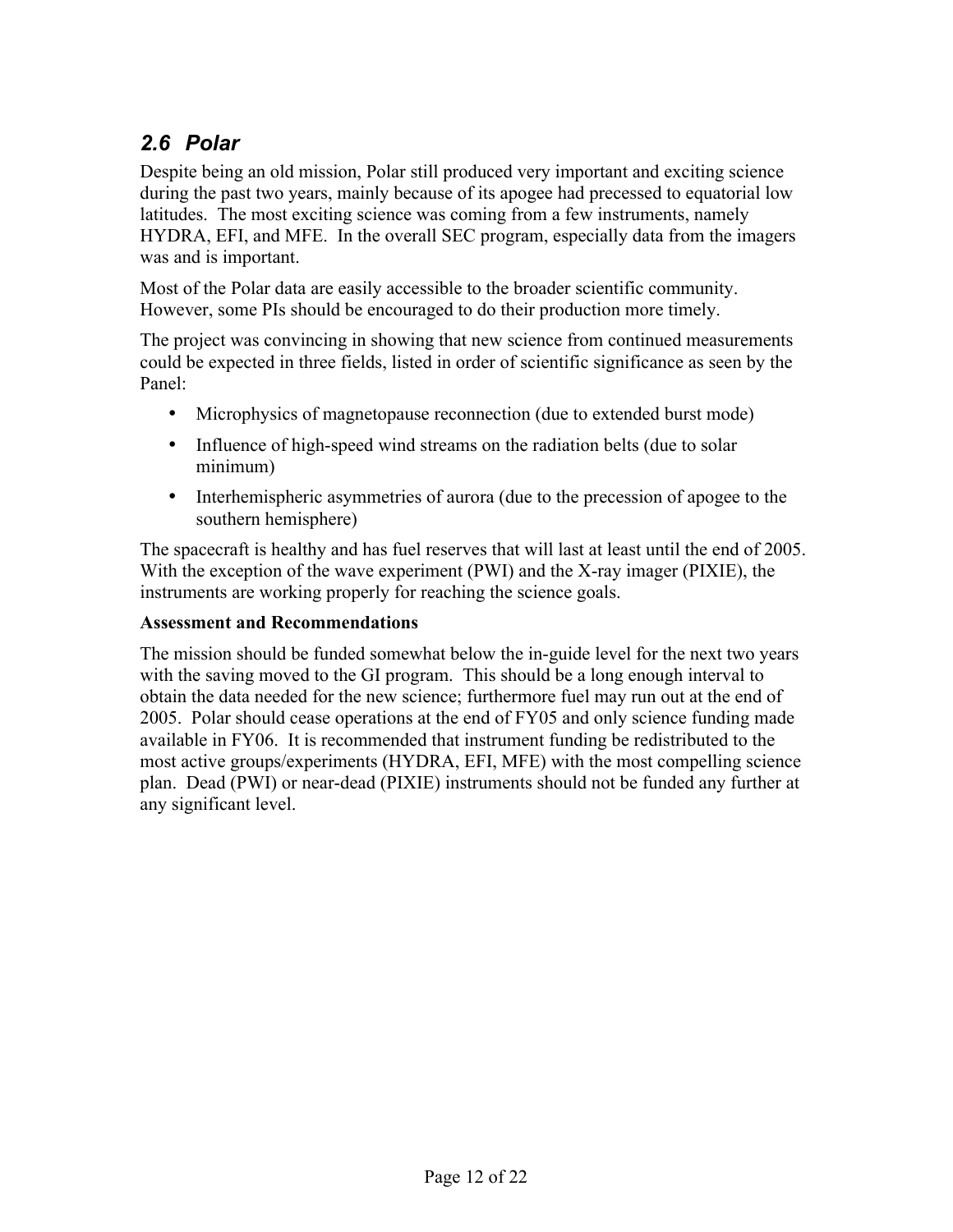## *2.6 Polar*

Despite being an old mission, Polar still produced very important and exciting science during the past two years, mainly because of its apogee had precessed to equatorial low latitudes. The most exciting science was coming from a few instruments, namely HYDRA, EFI, and MFE. In the overall SEC program, especially data from the imagers was and is important.

Most of the Polar data are easily accessible to the broader scientific community. However, some PIs should be encouraged to do their production more timely.

The project was convincing in showing that new science from continued measurements could be expected in three fields, listed in order of scientific significance as seen by the Panel:

- Microphysics of magnetopause reconnection (due to extended burst mode)
- Influence of high-speed wind streams on the radiation belts (due to solar minimum)
- Interhemispheric asymmetries of aurora (due to the precession of apogee to the southern hemisphere)

The spacecraft is healthy and has fuel reserves that will last at least until the end of 2005. With the exception of the wave experiment (PWI) and the X-ray imager (PIXIE), the instruments are working properly for reaching the science goals.

**Assessment and Recommendations**

The mission should be funded somewhat below the in-guide level for the next two years with the saving moved to the GI program. This should be a long enough interval to obtain the data needed for the new science; furthermore fuel may run out at the end of 2005. Polar should cease operations at the end of FY05 and only science funding made available in FY06. It is recommended that instrument funding be redistributed to the most active groups/experiments (HYDRA, EFI, MFE) with the most compelling science plan. Dead (PWI) or near-dead (PIXIE) instruments should not be funded any further at any significant level.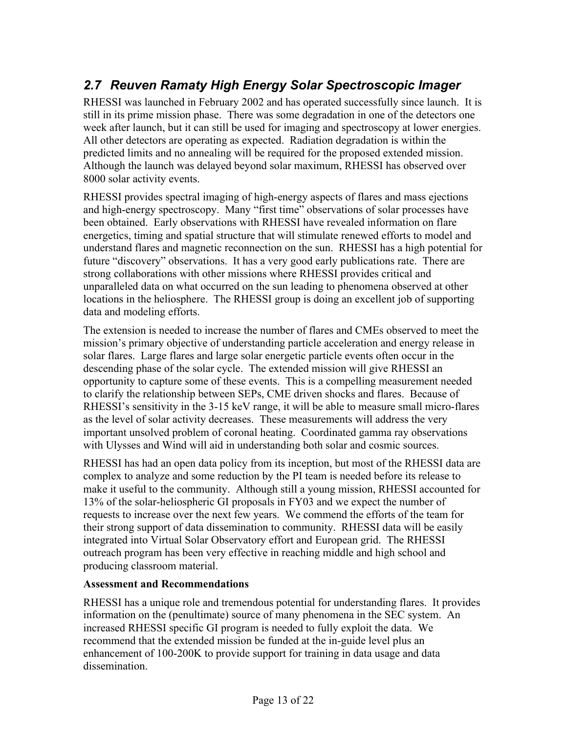## *2.7 Reuven Ramaty High Energy Solar Spectroscopic Imager*

RHESSI was launched in February 2002 and has operated successfully since launch. It is still in its prime mission phase. There was some degradation in one of the detectors one week after launch, but it can still be used for imaging and spectroscopy at lower energies. All other detectors are operating as expected. Radiation degradation is within the predicted limits and no annealing will be required for the proposed extended mission. Although the launch was delayed beyond solar maximum, RHESSI has observed over 8000 solar activity events.

RHESSI provides spectral imaging of high-energy aspects of flares and mass ejections and high-energy spectroscopy. Many "first time" observations of solar processes have been obtained. Early observations with RHESSI have revealed information on flare energetics, timing and spatial structure that will stimulate renewed efforts to model and understand flares and magnetic reconnection on the sun. RHESSI has a high potential for future "discovery" observations. It has a very good early publications rate. There are strong collaborations with other missions where RHESSI provides critical and unparalleled data on what occurred on the sun leading to phenomena observed at other locations in the heliosphere. The RHESSI group is doing an excellent job of supporting data and modeling efforts.

The extension is needed to increase the number of flares and CMEs observed to meet the mission's primary objective of understanding particle acceleration and energy release in solar flares. Large flares and large solar energetic particle events often occur in the descending phase of the solar cycle. The extended mission will give RHESSI an opportunity to capture some of these events. This is a compelling measurement needed to clarify the relationship between SEPs, CME driven shocks and flares. Because of RHESSI's sensitivity in the 3-15 keV range, it will be able to measure small micro-flares as the level of solar activity decreases. These measurements will address the very important unsolved problem of coronal heating. Coordinated gamma ray observations with Ulysses and Wind will aid in understanding both solar and cosmic sources.

RHESSI has had an open data policy from its inception, but most of the RHESSI data are complex to analyze and some reduction by the PI team is needed before its release to make it useful to the community. Although still a young mission, RHESSI accounted for 13% of the solar-heliospheric GI proposals in FY03 and we expect the number of requests to increase over the next few years. We commend the efforts of the team for their strong support of data dissemination to community. RHESSI data will be easily integrated into Virtual Solar Observatory effort and European grid. The RHESSI outreach program has been very effective in reaching middle and high school and producing classroom material.

**Assessment and Recommendations**

RHESSI has a unique role and tremendous potential for understanding flares. It provides information on the (penultimate) source of many phenomena in the SEC system. An increased RHESSI specific GI program is needed to fully exploit the data. We recommend that the extended mission be funded at the in-guide level plus an enhancement of 100-200K to provide support for training in data usage and data dissemination.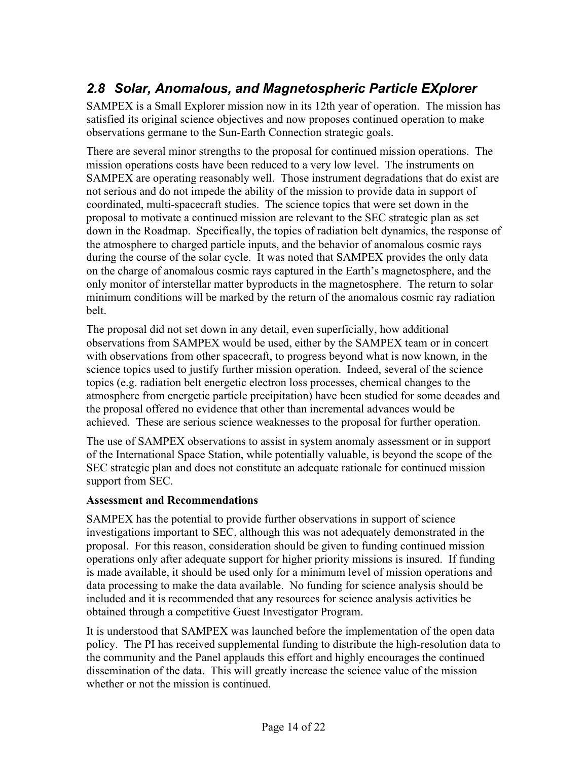## *2.8 Solar, Anomalous, and Magnetospheric Particle EXplorer*

SAMPEX is a Small Explorer mission now in its 12th year of operation. The mission has satisfied its original science objectives and now proposes continued operation to make observations germane to the Sun-Earth Connection strategic goals.

There are several minor strengths to the proposal for continued mission operations. The mission operations costs have been reduced to a very low level. The instruments on SAMPEX are operating reasonably well. Those instrument degradations that do exist are not serious and do not impede the ability of the mission to provide data in support of coordinated, multi-spacecraft studies. The science topics that were set down in the proposal to motivate a continued mission are relevant to the SEC strategic plan as set down in the Roadmap. Specifically, the topics of radiation belt dynamics, the response of the atmosphere to charged particle inputs, and the behavior of anomalous cosmic rays during the course of the solar cycle. It was noted that SAMPEX provides the only data on the charge of anomalous cosmic rays captured in the Earth's magnetosphere, and the only monitor of interstellar matter byproducts in the magnetosphere. The return to solar minimum conditions will be marked by the return of the anomalous cosmic ray radiation belt.

The proposal did not set down in any detail, even superficially, how additional observations from SAMPEX would be used, either by the SAMPEX team or in concert with observations from other spacecraft, to progress beyond what is now known, in the science topics used to justify further mission operation. Indeed, several of the science topics (e.g. radiation belt energetic electron loss processes, chemical changes to the atmosphere from energetic particle precipitation) have been studied for some decades and the proposal offered no evidence that other than incremental advances would be achieved. These are serious science weaknesses to the proposal for further operation.

The use of SAMPEX observations to assist in system anomaly assessment or in support of the International Space Station, while potentially valuable, is beyond the scope of the SEC strategic plan and does not constitute an adequate rationale for continued mission support from SEC.

**Assessment and Recommendations**

SAMPEX has the potential to provide further observations in support of science investigations important to SEC, although this was not adequately demonstrated in the proposal. For this reason, consideration should be given to funding continued mission operations only after adequate support for higher priority missions is insured. If funding is made available, it should be used only for a minimum level of mission operations and data processing to make the data available. No funding for science analysis should be included and it is recommended that any resources for science analysis activities be obtained through a competitive Guest Investigator Program.

It is understood that SAMPEX was launched before the implementation of the open data policy. The PI has received supplemental funding to distribute the high-resolution data to the community and the Panel applauds this effort and highly encourages the continued dissemination of the data. This will greatly increase the science value of the mission whether or not the mission is continued.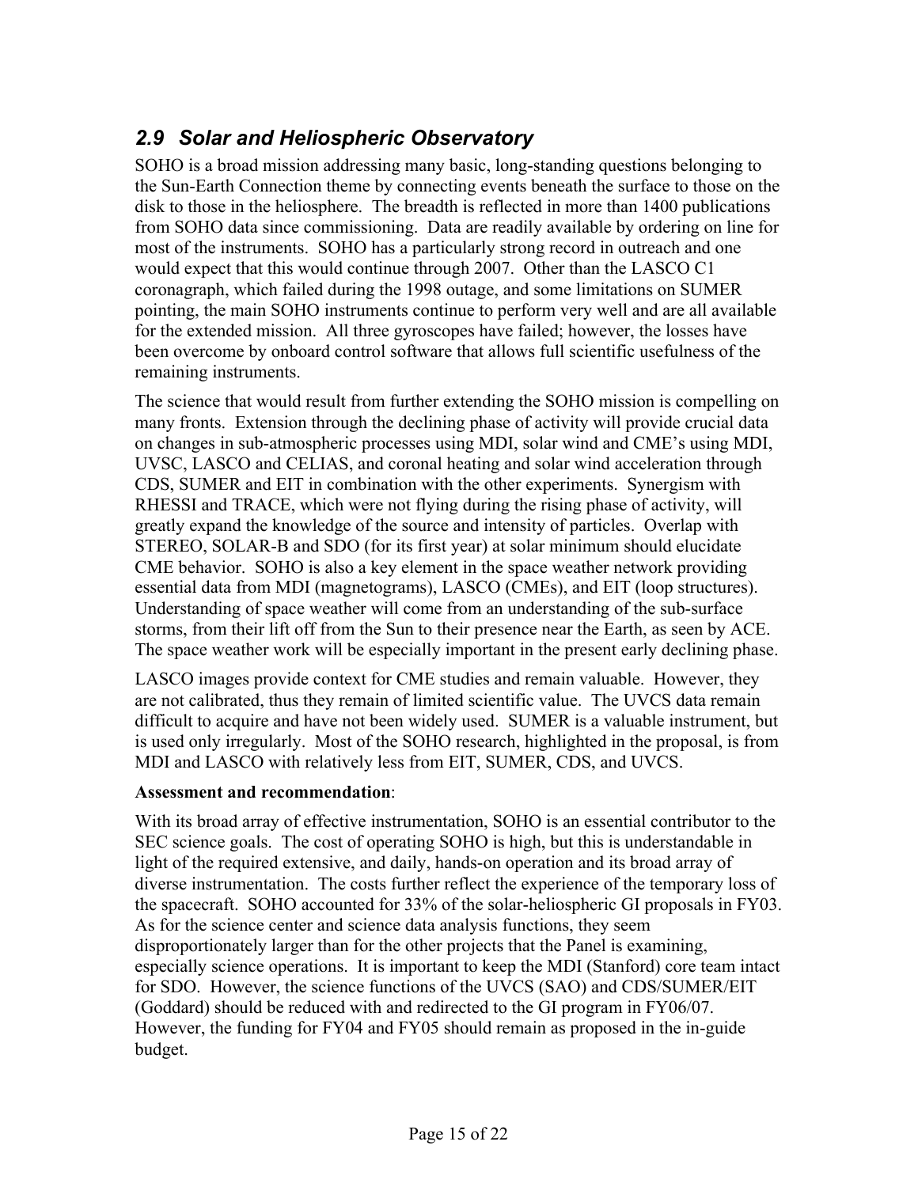## *2.9 Solar and Heliospheric Observatory*

SOHO is a broad mission addressing many basic, long-standing questions belonging to the Sun-Earth Connection theme by connecting events beneath the surface to those on the disk to those in the heliosphere. The breadth is reflected in more than 1400 publications from SOHO data since commissioning. Data are readily available by ordering on line for most of the instruments. SOHO has a particularly strong record in outreach and one would expect that this would continue through 2007. Other than the LASCO C1 coronagraph, which failed during the 1998 outage, and some limitations on SUMER pointing, the main SOHO instruments continue to perform very well and are all available for the extended mission. All three gyroscopes have failed; however, the losses have been overcome by onboard control software that allows full scientific usefulness of the remaining instruments.

The science that would result from further extending the SOHO mission is compelling on many fronts. Extension through the declining phase of activity will provide crucial data on changes in sub-atmospheric processes using MDI, solar wind and CME's using MDI, UVSC, LASCO and CELIAS, and coronal heating and solar wind acceleration through CDS, SUMER and EIT in combination with the other experiments. Synergism with RHESSI and TRACE, which were not flying during the rising phase of activity, will greatly expand the knowledge of the source and intensity of particles. Overlap with STEREO, SOLAR-B and SDO (for its first year) at solar minimum should elucidate CME behavior. SOHO is also a key element in the space weather network providing essential data from MDI (magnetograms), LASCO (CMEs), and EIT (loop structures). Understanding of space weather will come from an understanding of the sub-surface storms, from their lift off from the Sun to their presence near the Earth, as seen by ACE. The space weather work will be especially important in the present early declining phase.

LASCO images provide context for CME studies and remain valuable. However, they are not calibrated, thus they remain of limited scientific value. The UVCS data remain difficult to acquire and have not been widely used. SUMER is a valuable instrument, but is used only irregularly. Most of the SOHO research, highlighted in the proposal, is from MDI and LASCO with relatively less from EIT, SUMER, CDS, and UVCS.

**Assessment and recommendation**:

With its broad array of effective instrumentation, SOHO is an essential contributor to the SEC science goals. The cost of operating SOHO is high, but this is understandable in light of the required extensive, and daily, hands-on operation and its broad array of diverse instrumentation. The costs further reflect the experience of the temporary loss of the spacecraft. SOHO accounted for 33% of the solar-heliospheric GI proposals in FY03. As for the science center and science data analysis functions, they seem disproportionately larger than for the other projects that the Panel is examining, especially science operations. It is important to keep the MDI (Stanford) core team intact for SDO. However, the science functions of the UVCS (SAO) and CDS/SUMER/EIT (Goddard) should be reduced with and redirected to the GI program in FY06/07. However, the funding for FY04 and FY05 should remain as proposed in the in-guide budget.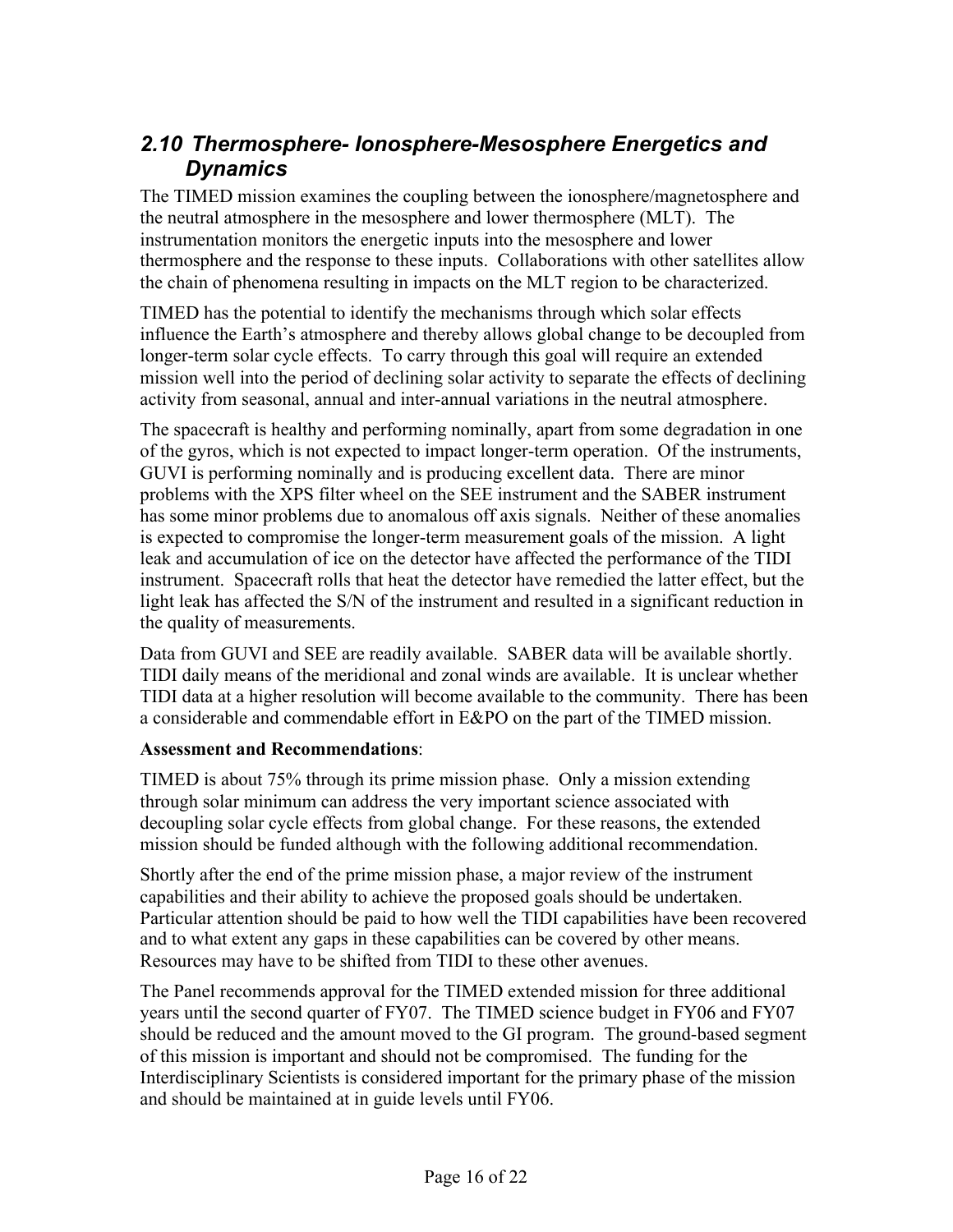## *2.10 Thermosphere- Ionosphere-Mesosphere Energetics and Dynamics*

The TIMED mission examines the coupling between the ionosphere/magnetosphere and the neutral atmosphere in the mesosphere and lower thermosphere (MLT). The instrumentation monitors the energetic inputs into the mesosphere and lower thermosphere and the response to these inputs. Collaborations with other satellites allow the chain of phenomena resulting in impacts on the MLT region to be characterized.

TIMED has the potential to identify the mechanisms through which solar effects influence the Earth's atmosphere and thereby allows global change to be decoupled from longer-term solar cycle effects. To carry through this goal will require an extended mission well into the period of declining solar activity to separate the effects of declining activity from seasonal, annual and inter-annual variations in the neutral atmosphere.

The spacecraft is healthy and performing nominally, apart from some degradation in one of the gyros, which is not expected to impact longer-term operation. Of the instruments, GUVI is performing nominally and is producing excellent data. There are minor problems with the XPS filter wheel on the SEE instrument and the SABER instrument has some minor problems due to anomalous off axis signals. Neither of these anomalies is expected to compromise the longer-term measurement goals of the mission. A light leak and accumulation of ice on the detector have affected the performance of the TIDI instrument. Spacecraft rolls that heat the detector have remedied the latter effect, but the light leak has affected the S/N of the instrument and resulted in a significant reduction in the quality of measurements.

Data from GUVI and SEE are readily available. SABER data will be available shortly. TIDI daily means of the meridional and zonal winds are available. It is unclear whether TIDI data at a higher resolution will become available to the community. There has been a considerable and commendable effort in E&PO on the part of the TIMED mission.

**Assessment and Recommendations**:

TIMED is about 75% through its prime mission phase. Only a mission extending through solar minimum can address the very important science associated with decoupling solar cycle effects from global change. For these reasons, the extended mission should be funded although with the following additional recommendation.

Shortly after the end of the prime mission phase, a major review of the instrument capabilities and their ability to achieve the proposed goals should be undertaken. Particular attention should be paid to how well the TIDI capabilities have been recovered and to what extent any gaps in these capabilities can be covered by other means. Resources may have to be shifted from TIDI to these other avenues.

The Panel recommends approval for the TIMED extended mission for three additional years until the second quarter of FY07. The TIMED science budget in FY06 and FY07 should be reduced and the amount moved to the GI program. The ground-based segment of this mission is important and should not be compromised. The funding for the Interdisciplinary Scientists is considered important for the primary phase of the mission and should be maintained at in guide levels until FY06.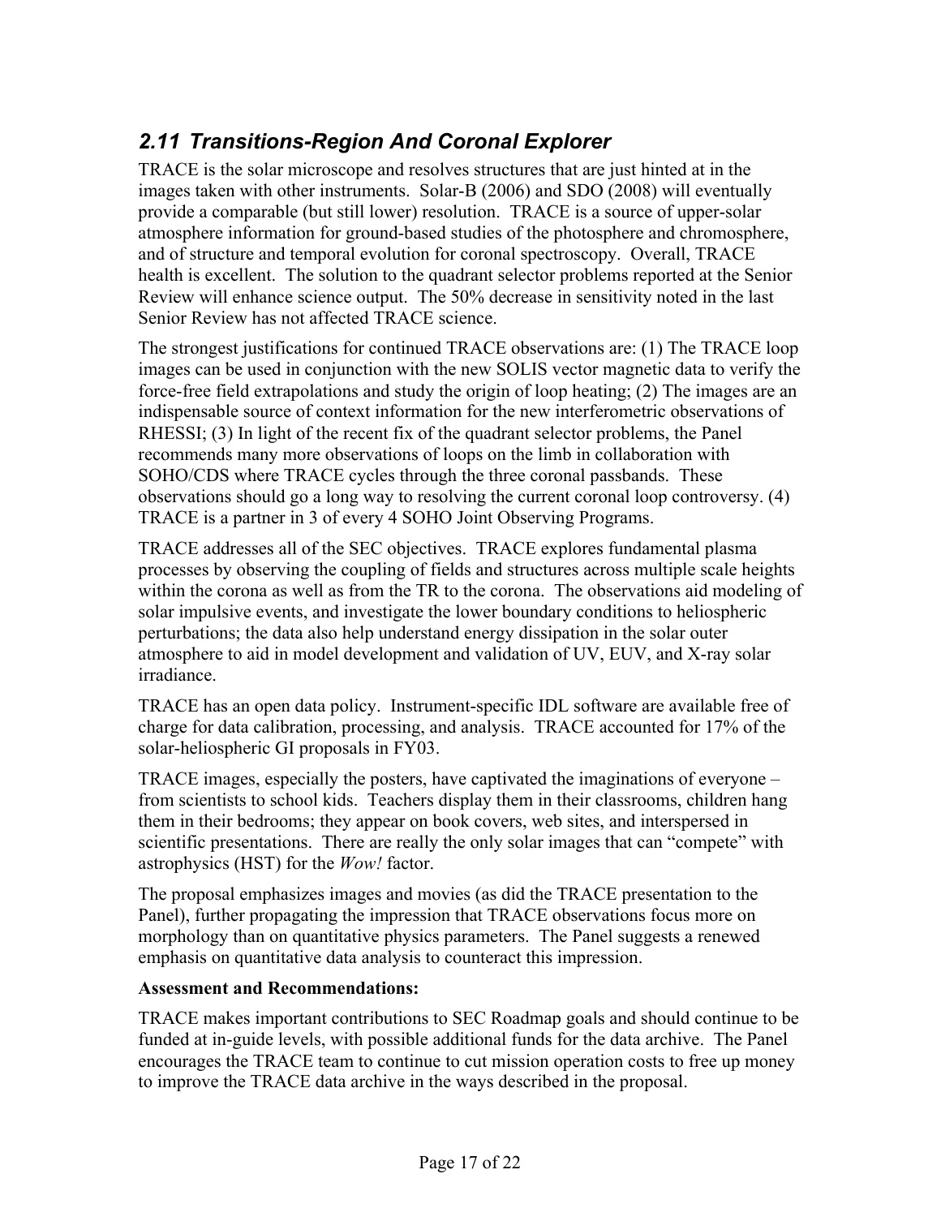## 2.11 Transitions-Region And Coronal Explorer

TRACE is the solar microscope and resolves structures that are just hinted at in the images taken with other instruments. Solar-B (2006) and SDO (2008) will eventually provide a comparable (but still lower) resolution. TRACE is a source of upper-solar atmosphere information for ground-based studies of the photosphere and chromosphere, and of structure and temporal evolution for coronal spectroscopy. Overall, TRACE health is excellent. The solution to the quadrant selector problems reported at the Senior Review will enhance science output. The 50% decrease in sensitivity noted in the last Senior Review has not affected TRACE science.

The strongest justifications for continued TRACE observations are: (1) The TRACE loop images can be used in conjunction with the new SOLIS vector magnetic data to verify the force-free field extrapolations and study the origin of loop heating; (2) The images are an indispensable source of context information for the new interferometric observations of RHESSI; (3) In light of the recent fix of the quadrant selector problems, the Panel recommends many more observations of loops on the limb in collaboration with SOHO/CDS where TRACE cycles through the three coronal passbands. These observations should go a long way to resolving the current coronal loop controversy. (4) TRACE is a partner in 3 of every 4 SOHO Joint Observing Programs.

TRACE addresses all of the SEC objectives. TRACE explores fundamental plasma processes by observing the coupling of fields and structures across multiple scale heights within the corona as well as from the TR to the corona. The observations aid modeling of solar impulsive events, and investigate the lower boundary conditions to heliospheric perturbations; the data also help understand energy dissipation in the solar outer atmosphere to aid in model development and validation of UV, EUV, and X-ray solar irradiance.

TRACE has an open data policy. Instrument-specific IDL software are available free of charge for data calibration, processing, and analysis. TRACE accounted for 17% of the solar-heliospheric GI proposals in FY03.

TRACE images, especially the posters, have captivated the imaginations of everyone – from scientists to school kids. Teachers display them in their classrooms, children hang them in their bedrooms; they appear on book covers, web sites, and interspersed in scientific presentations. There are really the only solar images that can "compete" with astrophysics (HST) for the *Wow!* factor.

The proposal emphasizes images and movies (as did the TRACE presentation to the Panel), further propagating the impression that TRACE observations focus more on morphology than on quantitative physics parameters. The Panel suggests a renewed emphasis on quantitative data analysis to counteract this impression.

**Assessment and Recommendations:**

TRACE makes important contributions to SEC Roadmap goals and should continue to be funded at in-guide levels, with possible additional funds for the data archive. The Panel encourages the TRACE team to continue to cut mission operation costs to free up money to improve the TRACE data archive in the ways described in the proposal.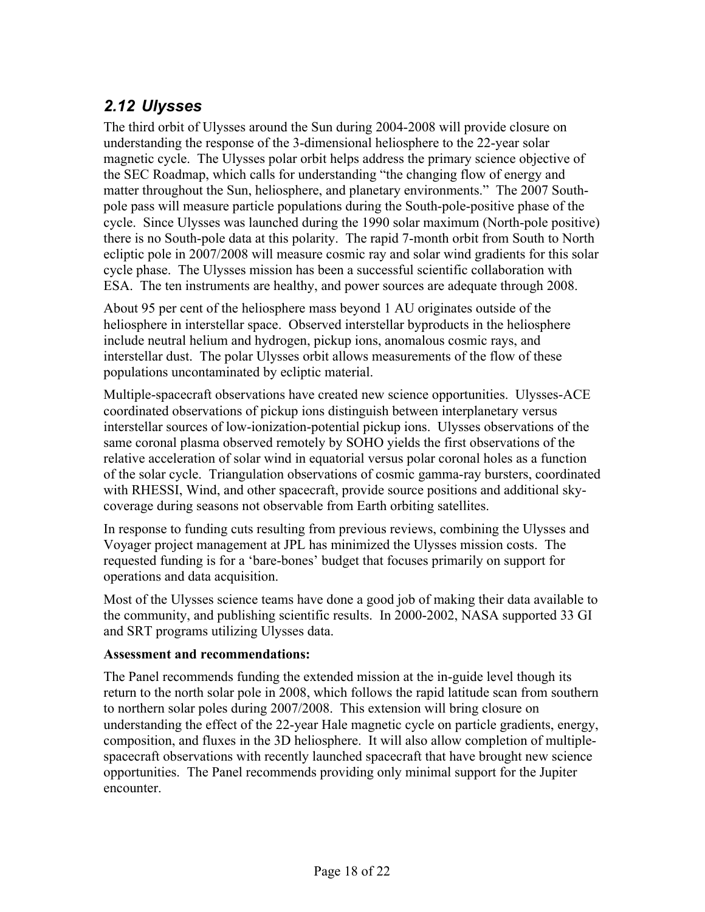## *2.12 Ulysses*

The third orbit of Ulysses around the Sun during 2004-2008 will provide closure on understanding the response of the 3-dimensional heliosphere to the 22-year solar magnetic cycle. The Ulysses polar orbit helps address the primary science objective of the SEC Roadmap, which calls for understanding "the changing flow of energy and matter throughout the Sun, heliosphere, and planetary environments." The 2007 South-pole pass will measure particle populations during the South-pole-positive phase of the cycle. Since Ulysses was launched during the 1990 solar maximum (North-pole positive) there is no South-pole data at this polarity. The rapid 7-month orbit from South to North ecliptic pole in 2007/2008 will measure cosmic ray and solar wind gradients for this solar cycle phase. The Ulysses mission has been a successful scientific collaboration with ESA. The ten instruments are healthy, and power sources are adequate through 2008.

About 95 per cent of the heliosphere mass beyond 1 AU originates outside of the heliosphere in interstellar space. Observed interstellar byproducts in the heliosphere include neutral helium and hydrogen, pickup ions, anomalous cosmic rays, and interstellar dust. The polar Ulysses orbit allows measurements of the flow of these populations uncontaminated by ecliptic material.

Multiple-spacecraft observations have created new science opportunities. Ulysses-ACE coordinated observations of pickup ions distinguish between interplanetary versus interstellar sources of low-ionization-potential pickup ions. Ulysses observations of the same coronal plasma observed remotely by SOHO yields the first observations of the relative acceleration of solar wind in equatorial versus polar coronal holes as a function of the solar cycle. Triangulation observations of cosmic gamma-ray bursters, coordinated with RHESSI, Wind, and other spacecraft, provide source positions and additional sky-coverage during seasons not observable from Earth orbiting satellites.

In response to funding cuts resulting from previous reviews, combining the Ulysses and Voyager project management at JPL has minimized the Ulysses mission costs. The requested funding is for a 'bare-bones' budget that focuses primarily on support for operations and data acquisition.

Most of the Ulysses science teams have done a good job of making their data available to the community, and publishing scientific results. In 2000-2002, NASA supported 33 GI and SRT programs utilizing Ulysses data.

**Assessment and recommendations:**

The Panel recommends funding the extended mission at the in-guide level though its return to the north solar pole in 2008, which follows the rapid latitude scan from southern to northern solar poles during 2007/2008. This extension will bring closure on understanding the effect of the 22-year Hale magnetic cycle on particle gradients, energy, composition, and fluxes in the 3D heliosphere. It will also allow completion of multiple-spacecraft observations with recently launched spacecraft that have brought new science opportunities. The Panel recommends providing only minimal support for the Jupiter encounter.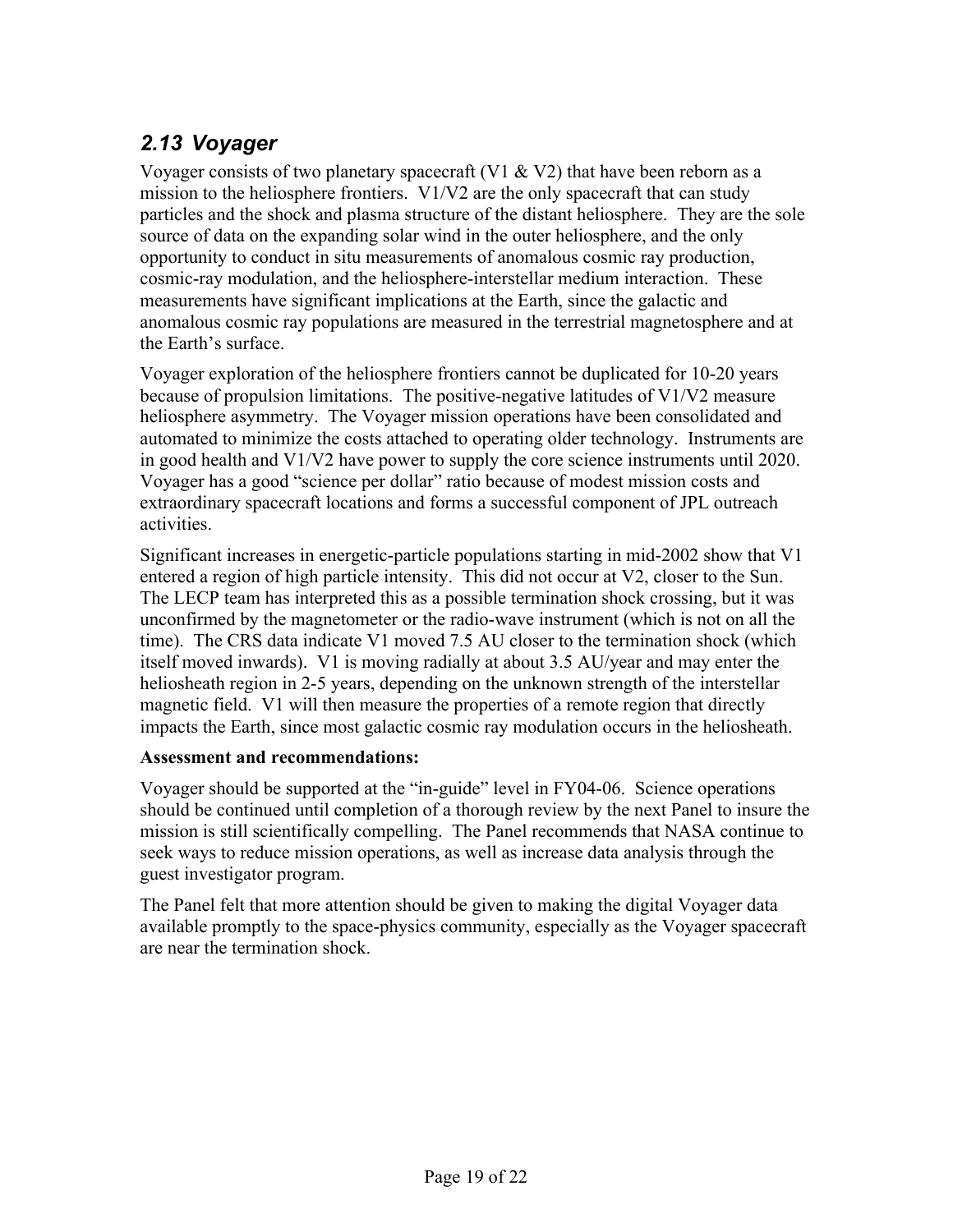## *2.13 Voyager*

Voyager consists of two planetary spacecraft (V1 & V2) that have been reborn as a mission to the heliosphere frontiers. V1/V2 are the only spacecraft that can study particles and the shock and plasma structure of the distant heliosphere. They are the sole source of data on the expanding solar wind in the outer heliosphere, and the only opportunity to conduct in situ measurements of anomalous cosmic ray production, cosmic-ray modulation, and the heliosphere-interstellar medium interaction. These measurements have significant implications at the Earth, since the galactic and anomalous cosmic ray populations are measured in the terrestrial magnetosphere and at the Earth's surface.

Voyager exploration of the heliosphere frontiers cannot be duplicated for 10-20 years because of propulsion limitations. The positive-negative latitudes of V1/V2 measure heliosphere asymmetry. The Voyager mission operations have been consolidated and automated to minimize the costs attached to operating older technology. Instruments are in good health and V1/V2 have power to supply the core science instruments until 2020. Voyager has a good "science per dollar" ratio because of modest mission costs and extraordinary spacecraft locations and forms a successful component of JPL outreach activities.

Significant increases in energetic-particle populations starting in mid-2002 show that V1 entered a region of high particle intensity. This did not occur at V2, closer to the Sun. The LECP team has interpreted this as a possible termination shock crossing, but it was unconfirmed by the magnetometer or the radio-wave instrument (which is not on all the time). The CRS data indicate V1 moved 7.5 AU closer to the termination shock (which itself moved inwards). V1 is moving radially at about 3.5 AU/year and may enter the heliosheath region in 2-5 years, depending on the unknown strength of the interstellar magnetic field. V1 will then measure the properties of a remote region that directly impacts the Earth, since most galactic cosmic ray modulation occurs in the heliosheath.

**Assessment and recommendations:**

Voyager should be supported at the "in-guide" level in FY04-06. Science operations should be continued until completion of a thorough review by the next Panel to insure the mission is still scientifically compelling. The Panel recommends that NASA continue to seek ways to reduce mission operations, as well as increase data analysis through the guest investigator program.

The Panel felt that more attention should be given to making the digital Voyager data available promptly to the space-physics community, especially as the Voyager spacecraft are near the termination shock.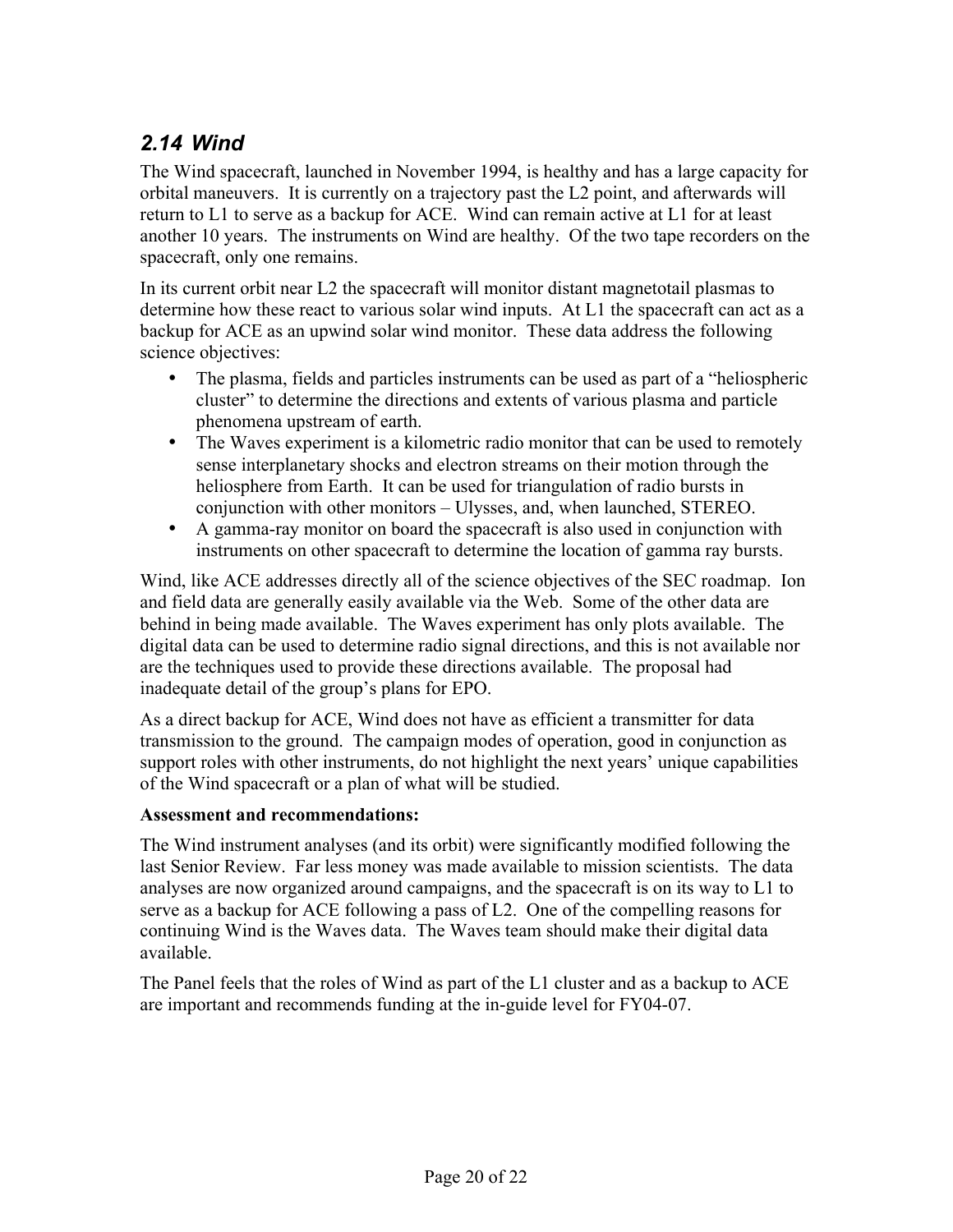## *2.14 Wind*

The Wind spacecraft, launched in November 1994, is healthy and has a large capacity for orbital maneuvers. It is currently on a trajectory past the L2 point, and afterwards will return to L1 to serve as a backup for ACE. Wind can remain active at L1 for at least another 10 years. The instruments on Wind are healthy. Of the two tape recorders on the spacecraft, only one remains.

In its current orbit near L2 the spacecraft will monitor distant magnetotail plasmas to determine how these react to various solar wind inputs. At L1 the spacecraft can act as a backup for ACE as an upwind solar wind monitor. These data address the following science objectives:

- The plasma, fields and particles instruments can be used as part of a "heliospheric cluster" to determine the directions and extents of various plasma and particle phenomena upstream of earth.
- The Waves experiment is a kilometric radio monitor that can be used to remotely sense interplanetary shocks and electron streams on their motion through the heliosphere from Earth. It can be used for triangulation of radio bursts in conjunction with other monitors – Ulysses, and, when launched, STEREO.
- A gamma-ray monitor on board the spacecraft is also used in conjunction with instruments on other spacecraft to determine the location of gamma ray bursts.

Wind, like ACE addresses directly all of the science objectives of the SEC roadmap. Ion and field data are generally easily available via the Web. Some of the other data are behind in being made available. The Waves experiment has only plots available. The digital data can be used to determine radio signal directions, and this is not available nor are the techniques used to provide these directions available. The proposal had inadequate detail of the group's plans for EPO.

As a direct backup for ACE, Wind does not have as efficient a transmitter for data transmission to the ground. The campaign modes of operation, good in conjunction as support roles with other instruments, do not highlight the next years' unique capabilities of the Wind spacecraft or a plan of what will be studied.

**Assessment and recommendations:**

The Wind instrument analyses (and its orbit) were significantly modified following the last Senior Review. Far less money was made available to mission scientists. The data analyses are now organized around campaigns, and the spacecraft is on its way to L1 to serve as a backup for ACE following a pass of L2. One of the compelling reasons for continuing Wind is the Waves data. The Waves team should make their digital data available.

The Panel feels that the roles of Wind as part of the L1 cluster and as a backup to ACE are important and recommends funding at the in-guide level for FY04-07.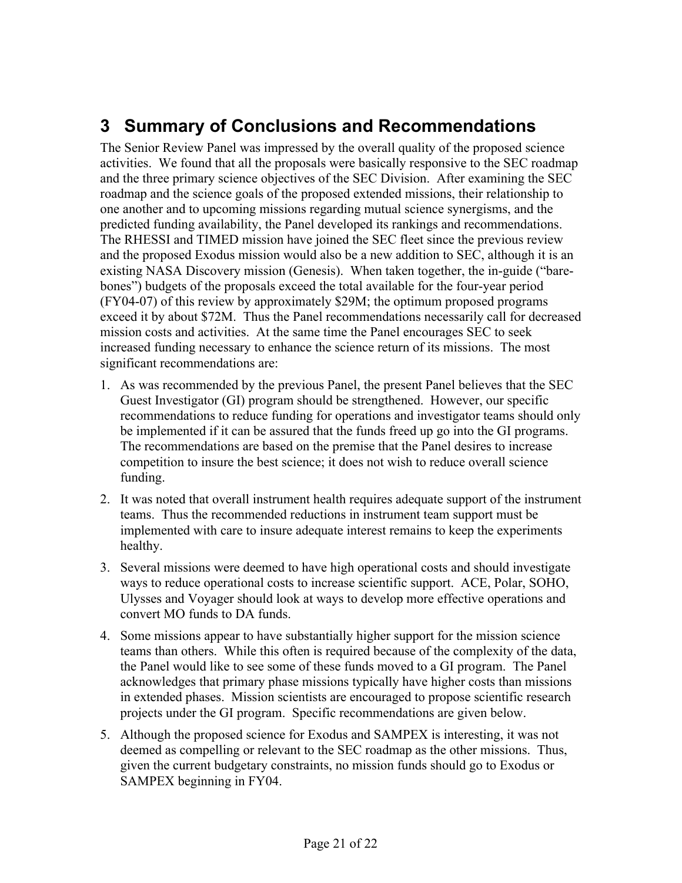# 3 Summary of Conclusions and Recommendations

The Senior Review Panel was impressed by the overall quality of the proposed science activities. We found that all the proposals were basically responsive to the SEC roadmap and the three primary science objectives of the SEC Division. After examining the SEC roadmap and the science goals of the proposed extended missions, their relationship to one another and to upcoming missions regarding mutual science synergisms, and the predicted funding availability, the Panel developed its rankings and recommendations. The RHESSI and TIMED mission have joined the SEC fleet since the previous review and the proposed Exodus mission would also be a new addition to SEC, although it is an existing NASA Discovery mission (Genesis). When taken together, the in-guide ("bare-bones") budgets of the proposals exceed the total available for the four-year period (FY04-07) of this review by approximately $29M; the optimum proposed programs exceed it by about $72M. Thus the Panel recommendations necessarily call for decreased mission costs and activities. At the same time the Panel encourages SEC to seek increased funding necessary to enhance the science return of its missions. The most significant recommendations are:

1. As was recommended by the previous Panel, the present Panel believes that the SEC Guest Investigator (GI) program should be strengthened. However, our specific recommendations to reduce funding for operations and investigator teams should only be implemented if it can be assured that the funds freed up go into the GI programs. The recommendations are based on the premise that the Panel desires to increase competition to insure the best science; it does not wish to reduce overall science funding.
2. It was noted that overall instrument health requires adequate support of the instrument teams. Thus the recommended reductions in instrument team support must be implemented with care to insure adequate interest remains to keep the experiments healthy.
3. Several missions were deemed to have high operational costs and should investigate ways to reduce operational costs to increase scientific support. ACE, Polar, SOHO, Ulysses and Voyager should look at ways to develop more effective operations and convert MO funds to DA funds.
4. Some missions appear to have substantially higher support for the mission science teams than others. While this often is required because of the complexity of the data, the Panel would like to see some of these funds moved to a GI program. The Panel acknowledges that primary phase missions typically have higher costs than missions in extended phases. Mission scientists are encouraged to propose scientific research projects under the GI program. Specific recommendations are given below.
5. Although the proposed science for Exodus and SAMPEX is interesting, it was not deemed as compelling or relevant to the SEC roadmap as the other missions. Thus, given the current budgetary constraints, no mission funds should go to Exodus or SAMPEX beginning in FY04.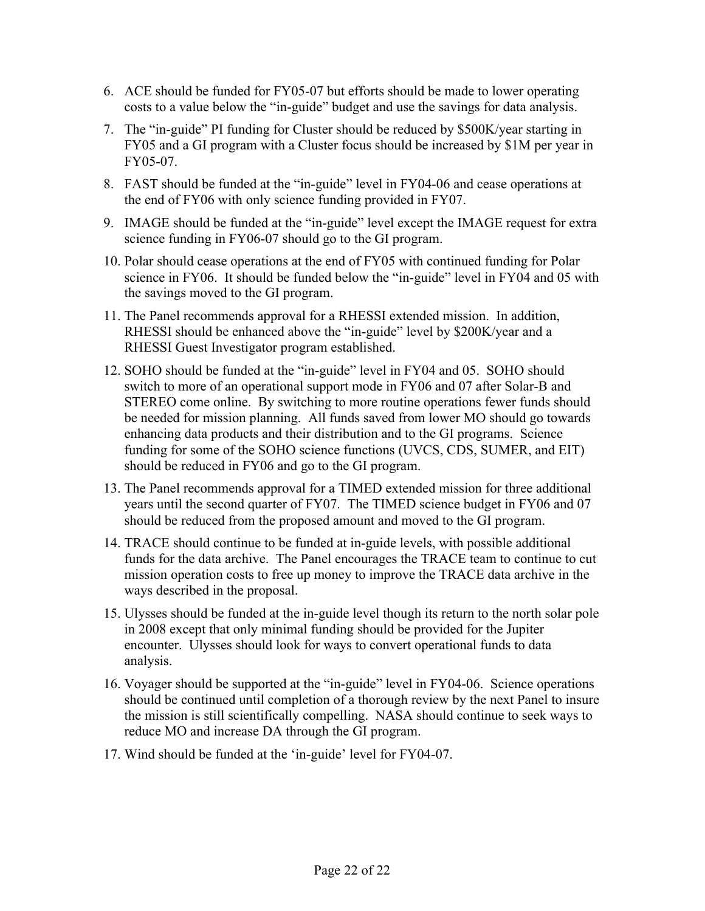6. ACE should be funded for FY05-07 but efforts should be made to lower operating costs to a value below the "in-guide" budget and use the savings for data analysis.
7. The "in-guide" PI funding for Cluster should be reduced by $500K/year starting in FY05 and a GI program with a Cluster focus should be increased by $1M per year in FY05-07.
8. FAST should be funded at the "in-guide" level in FY04-06 and cease operations at the end of FY06 with only science funding provided in FY07.
9. IMAGE should be funded at the "in-guide" level except the IMAGE request for extra science funding in FY06-07 should go to the GI program.
10. Polar should cease operations at the end of FY05 with continued funding for Polar science in FY06. It should be funded below the "in-guide" level in FY04 and 05 with the savings moved to the GI program.
11. The Panel recommends approval for a RHESSI extended mission. In addition, RHESSI should be enhanced above the "in-guide" level by $200K/year and a RHESSI Guest Investigator program established.
12. SOHO should be funded at the "in-guide" level in FY04 and 05. SOHO should switch to more of an operational support mode in FY06 and 07 after Solar-B and STEREO come online. By switching to more routine operations fewer funds should be needed for mission planning. All funds saved from lower MO should go towards enhancing data products and their distribution and to the GI programs. Science funding for some of the SOHO science functions (UVCS, CDS, SUMER, and EIT) should be reduced in FY06 and go to the GI program.
13. The Panel recommends approval for a TIMED extended mission for three additional years until the second quarter of FY07. The TIMED science budget in FY06 and 07 should be reduced from the proposed amount and moved to the GI program.
14. TRACE should continue to be funded at in-guide levels, with possible additional funds for the data archive. The Panel encourages the TRACE team to continue to cut mission operation costs to free up money to improve the TRACE data archive in the ways described in the proposal.
15. Ulysses should be funded at the in-guide level though its return to the north solar pole in 2008 except that only minimal funding should be provided for the Jupiter encounter. Ulysses should look for ways to convert operational funds to data analysis.
16. Voyager should be supported at the "in-guide" level in FY04-06. Science operations should be continued until completion of a thorough review by the next Panel to insure the mission is still scientifically compelling. NASA should continue to seek ways to reduce MO and increase DA through the GI program.
17. Wind should be funded at the 'in-guide' level for FY04-07.